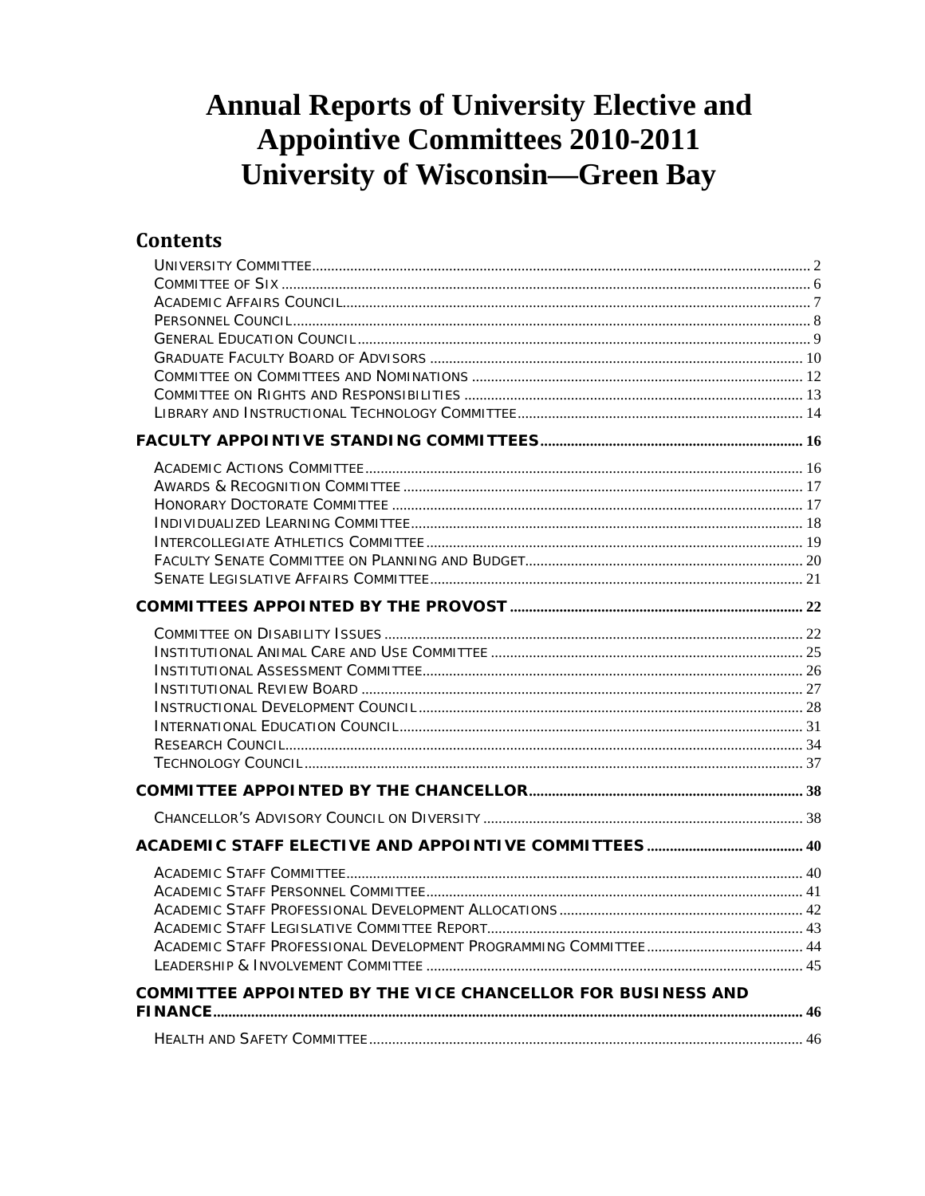# Annual Reports of University Elective and Appointive Committees 2010-2011
# University of Wisconsin—Green Bay

## Contents

- University Committee ..... 2
- Committee of Six ..... 6
- Academic Affairs Council ..... 7
- Personnel Council ..... 8
- General Education Council ..... 9
- Graduate Faculty Board of Advisors ..... 10
- Committee on Committees and Nominations ..... 12
- Committee on Rights and Responsibilities ..... 13
- Library and Instructional Technology Committee ..... 14

**FACULTY APPOINTIVE STANDING COMMITTEES ..... 16**

- Academic Actions Committee ..... 16
- Awards & Recognition Committee ..... 17
- Honorary Doctorate Committee ..... 17
- Individualized Learning Committee ..... 18
- Intercollegiate Athletics Committee ..... 19
- Faculty Senate Committee on Planning and Budget ..... 20
- Senate Legislative Affairs Committee ..... 21

**COMMITTEES APPOINTED BY THE PROVOST ..... 22**

- Committee on Disability Issues ..... 22
- Institutional Animal Care and Use Committee ..... 25
- Institutional Assessment Committee ..... 26
- Institutional Review Board ..... 27
- Instructional Development Council ..... 28
- International Education Council ..... 31
- Research Council ..... 34
- Technology Council ..... 37

**COMMITTEE APPOINTED BY THE CHANCELLOR ..... 38**

- Chancellor's Advisory Council on Diversity ..... 38

**ACADEMIC STAFF ELECTIVE AND APPOINTIVE COMMITTEES ..... 40**

- Academic Staff Committee ..... 40
- Academic Staff Personnel Committee ..... 41
- Academic Staff Professional Development Allocations ..... 42
- Academic Staff Legislative Committee Report ..... 43
- Academic Staff Professional Development Programming Committee ..... 44
- Leadership & Involvement Committee ..... 45

**COMMITTEE APPOINTED BY THE VICE CHANCELLOR FOR BUSINESS AND FINANCE ..... 46**

- Health and Safety Committee ..... 46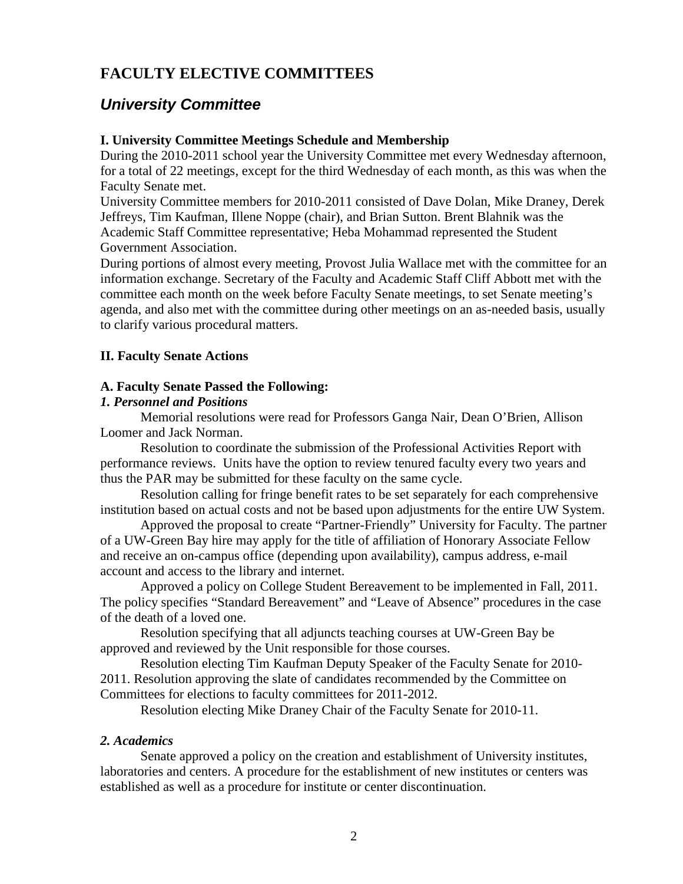# FACULTY ELECTIVE COMMITTEES

## *University Committee*

### I. University Committee Meetings Schedule and Membership

During the 2010-2011 school year the University Committee met every Wednesday afternoon, for a total of 22 meetings, except for the third Wednesday of each month, as this was when the Faculty Senate met.

University Committee members for 2010-2011 consisted of Dave Dolan, Mike Draney, Derek Jeffreys, Tim Kaufman, Illene Noppe (chair), and Brian Sutton. Brent Blahnik was the Academic Staff Committee representative; Heba Mohammad represented the Student Government Association.

During portions of almost every meeting, Provost Julia Wallace met with the committee for an information exchange. Secretary of the Faculty and Academic Staff Cliff Abbott met with the committee each month on the week before Faculty Senate meetings, to set Senate meeting's agenda, and also met with the committee during other meetings on an as-needed basis, usually to clarify various procedural matters.

### II. Faculty Senate Actions

#### A. Faculty Senate Passed the Following:

***1. Personnel and Positions***

Memorial resolutions were read for Professors Ganga Nair, Dean O'Brien, Allison Loomer and Jack Norman.

Resolution to coordinate the submission of the Professional Activities Report with performance reviews. Units have the option to review tenured faculty every two years and thus the PAR may be submitted for these faculty on the same cycle.

Resolution calling for fringe benefit rates to be set separately for each comprehensive institution based on actual costs and not be based upon adjustments for the entire UW System.

Approved the proposal to create "Partner-Friendly" University for Faculty. The partner of a UW-Green Bay hire may apply for the title of affiliation of Honorary Associate Fellow and receive an on-campus office (depending upon availability), campus address, e-mail account and access to the library and internet.

Approved a policy on College Student Bereavement to be implemented in Fall, 2011. The policy specifies "Standard Bereavement" and "Leave of Absence" procedures in the case of the death of a loved one.

Resolution specifying that all adjuncts teaching courses at UW-Green Bay be approved and reviewed by the Unit responsible for those courses.

Resolution electing Tim Kaufman Deputy Speaker of the Faculty Senate for 2010-2011. Resolution approving the slate of candidates recommended by the Committee on Committees for elections to faculty committees for 2011-2012.

Resolution electing Mike Draney Chair of the Faculty Senate for 2010-11.

***2. Academics***

Senate approved a policy on the creation and establishment of University institutes, laboratories and centers. A procedure for the establishment of new institutes or centers was established as well as a procedure for institute or center discontinuation.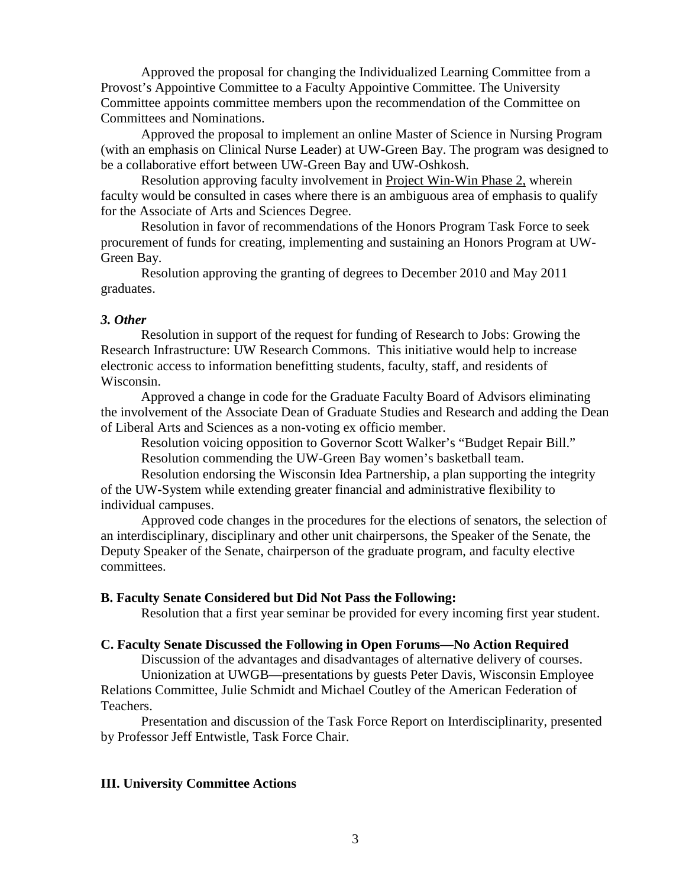Approved the proposal for changing the Individualized Learning Committee from a Provost's Appointive Committee to a Faculty Appointive Committee. The University Committee appoints committee members upon the recommendation of the Committee on Committees and Nominations.

Approved the proposal to implement an online Master of Science in Nursing Program (with an emphasis on Clinical Nurse Leader) at UW-Green Bay. The program was designed to be a collaborative effort between UW-Green Bay and UW-Oshkosh.

Resolution approving faculty involvement in Project Win-Win Phase 2, wherein faculty would be consulted in cases where there is an ambiguous area of emphasis to qualify for the Associate of Arts and Sciences Degree.

Resolution in favor of recommendations of the Honors Program Task Force to seek procurement of funds for creating, implementing and sustaining an Honors Program at UW-Green Bay.

Resolution approving the granting of degrees to December 2010 and May 2011 graduates.

***3. Other***

Resolution in support of the request for funding of Research to Jobs: Growing the Research Infrastructure: UW Research Commons. This initiative would help to increase electronic access to information benefitting students, faculty, staff, and residents of Wisconsin.

Approved a change in code for the Graduate Faculty Board of Advisors eliminating the involvement of the Associate Dean of Graduate Studies and Research and adding the Dean of Liberal Arts and Sciences as a non-voting ex officio member.

Resolution voicing opposition to Governor Scott Walker's "Budget Repair Bill."

Resolution commending the UW-Green Bay women's basketball team.

Resolution endorsing the Wisconsin Idea Partnership, a plan supporting the integrity of the UW-System while extending greater financial and administrative flexibility to individual campuses.

Approved code changes in the procedures for the elections of senators, the selection of an interdisciplinary, disciplinary and other unit chairpersons, the Speaker of the Senate, the Deputy Speaker of the Senate, chairperson of the graduate program, and faculty elective committees.

**B. Faculty Senate Considered but Did Not Pass the Following:**

Resolution that a first year seminar be provided for every incoming first year student.

**C. Faculty Senate Discussed the Following in Open Forums—No Action Required**

Discussion of the advantages and disadvantages of alternative delivery of courses.

Unionization at UWGB—presentations by guests Peter Davis, Wisconsin Employee Relations Committee, Julie Schmidt and Michael Coutley of the American Federation of Teachers.

Presentation and discussion of the Task Force Report on Interdisciplinarity, presented by Professor Jeff Entwistle, Task Force Chair.

**III. University Committee Actions**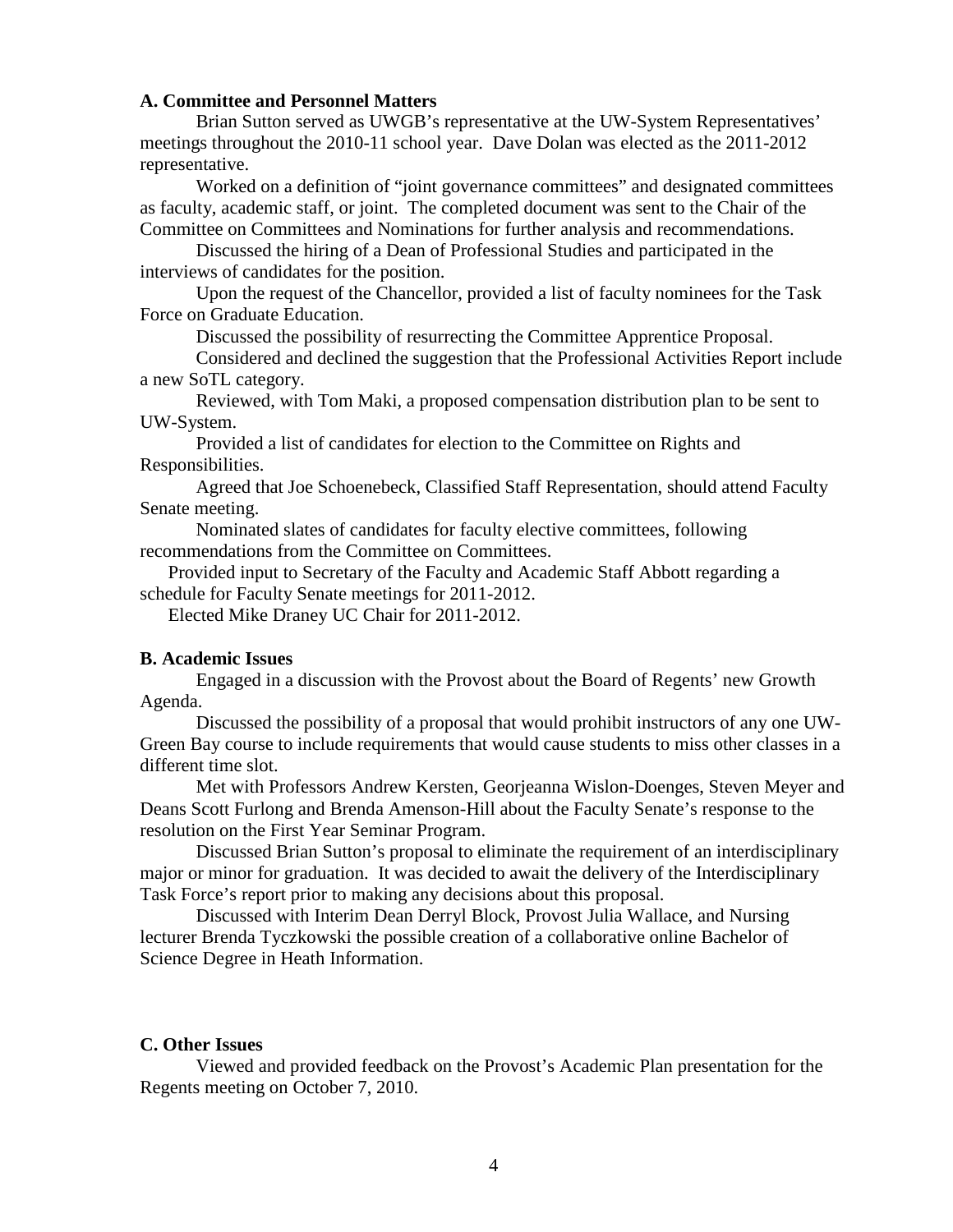**A. Committee and Personnel Matters**

Brian Sutton served as UWGB's representative at the UW-System Representatives' meetings throughout the 2010-11 school year. Dave Dolan was elected as the 2011-2012 representative.

Worked on a definition of "joint governance committees" and designated committees as faculty, academic staff, or joint. The completed document was sent to the Chair of the Committee on Committees and Nominations for further analysis and recommendations.

Discussed the hiring of a Dean of Professional Studies and participated in the interviews of candidates for the position.

Upon the request of the Chancellor, provided a list of faculty nominees for the Task Force on Graduate Education.

Discussed the possibility of resurrecting the Committee Apprentice Proposal.

Considered and declined the suggestion that the Professional Activities Report include a new SoTL category.

Reviewed, with Tom Maki, a proposed compensation distribution plan to be sent to UW-System.

Provided a list of candidates for election to the Committee on Rights and Responsibilities.

Agreed that Joe Schoenebeck, Classified Staff Representation, should attend Faculty Senate meeting.

Nominated slates of candidates for faculty elective committees, following recommendations from the Committee on Committees.

Provided input to Secretary of the Faculty and Academic Staff Abbott regarding a schedule for Faculty Senate meetings for 2011-2012.

Elected Mike Draney UC Chair for 2011-2012.

**B. Academic Issues**

Engaged in a discussion with the Provost about the Board of Regents' new Growth Agenda.

Discussed the possibility of a proposal that would prohibit instructors of any one UW-Green Bay course to include requirements that would cause students to miss other classes in a different time slot.

Met with Professors Andrew Kersten, Georjeanna Wislon-Doenges, Steven Meyer and Deans Scott Furlong and Brenda Amenson-Hill about the Faculty Senate's response to the resolution on the First Year Seminar Program.

Discussed Brian Sutton's proposal to eliminate the requirement of an interdisciplinary major or minor for graduation. It was decided to await the delivery of the Interdisciplinary Task Force's report prior to making any decisions about this proposal.

Discussed with Interim Dean Derryl Block, Provost Julia Wallace, and Nursing lecturer Brenda Tyczkowski the possible creation of a collaborative online Bachelor of Science Degree in Heath Information.

**C. Other Issues**

Viewed and provided feedback on the Provost's Academic Plan presentation for the Regents meeting on October 7, 2010.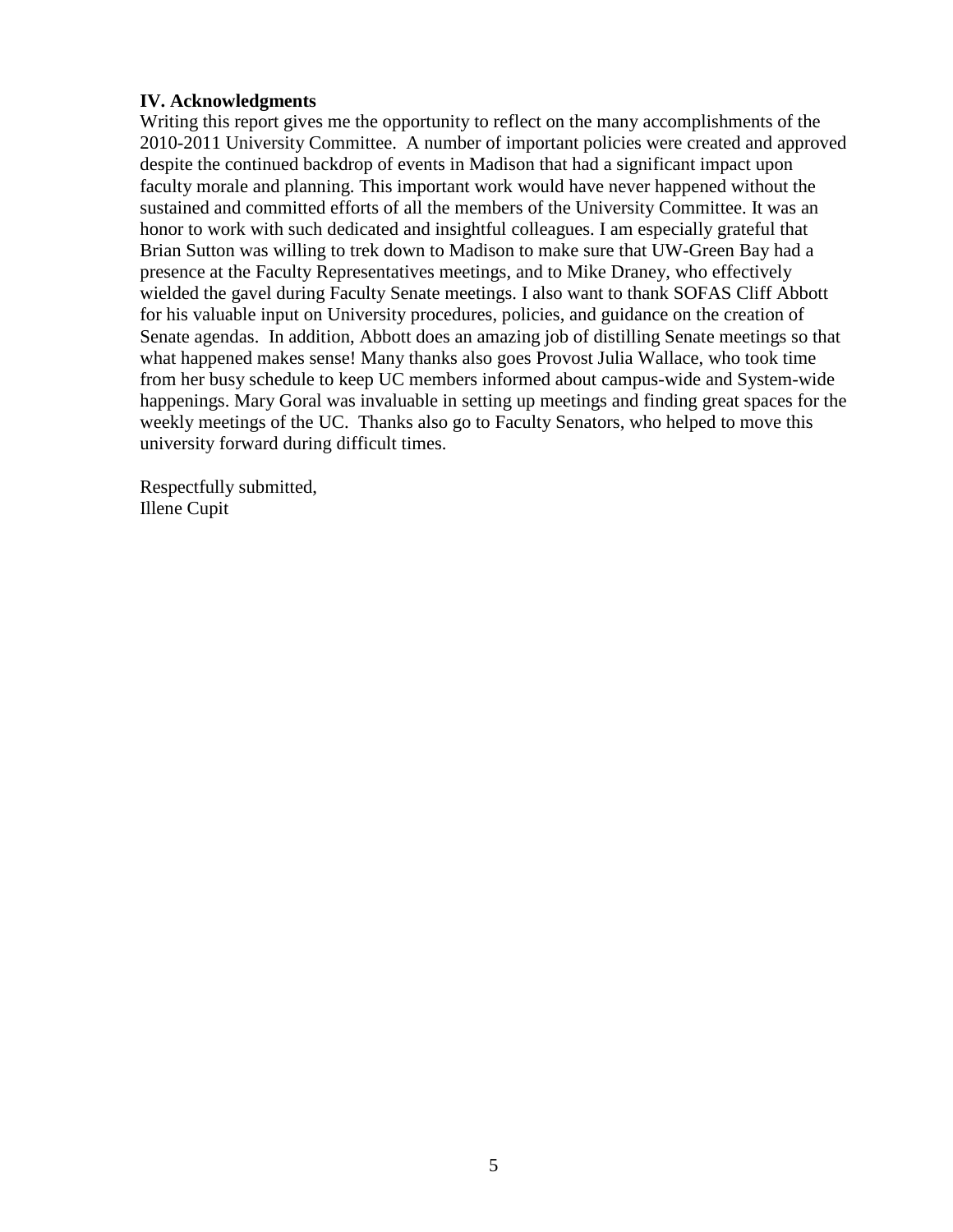### IV. Acknowledgments

Writing this report gives me the opportunity to reflect on the many accomplishments of the 2010-2011 University Committee. A number of important policies were created and approved despite the continued backdrop of events in Madison that had a significant impact upon faculty morale and planning. This important work would have never happened without the sustained and committed efforts of all the members of the University Committee. It was an honor to work with such dedicated and insightful colleagues. I am especially grateful that Brian Sutton was willing to trek down to Madison to make sure that UW-Green Bay had a presence at the Faculty Representatives meetings, and to Mike Draney, who effectively wielded the gavel during Faculty Senate meetings. I also want to thank SOFAS Cliff Abbott for his valuable input on University procedures, policies, and guidance on the creation of Senate agendas. In addition, Abbott does an amazing job of distilling Senate meetings so that what happened makes sense! Many thanks also goes Provost Julia Wallace, who took time from her busy schedule to keep UC members informed about campus-wide and System-wide happenings. Mary Goral was invaluable in setting up meetings and finding great spaces for the weekly meetings of the UC. Thanks also go to Faculty Senators, who helped to move this university forward during difficult times.

Respectfully submitted,
Illene Cupit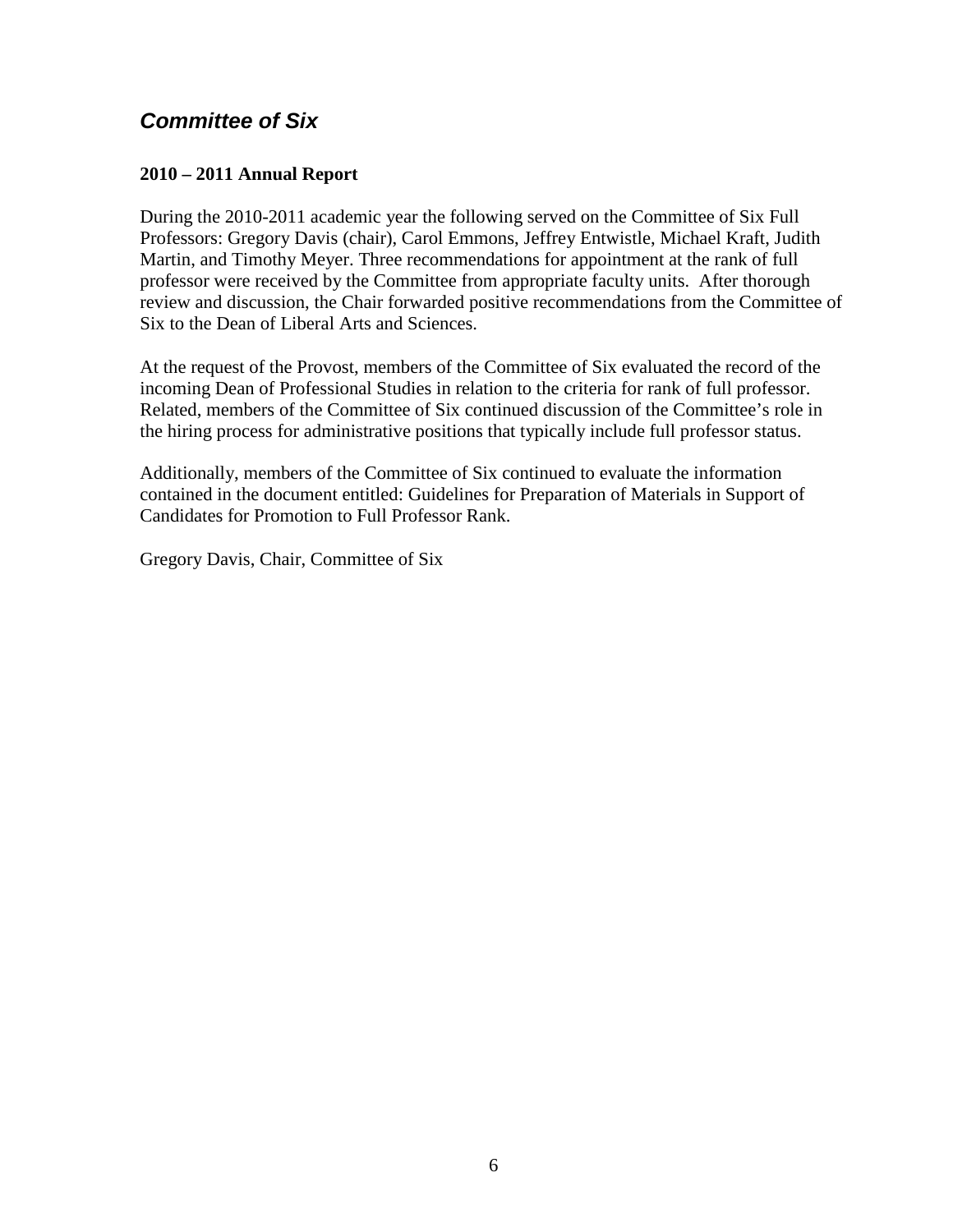## *Committee of Six*

**2010 – 2011 Annual Report**

During the 2010-2011 academic year the following served on the Committee of Six Full Professors: Gregory Davis (chair), Carol Emmons, Jeffrey Entwistle, Michael Kraft, Judith Martin, and Timothy Meyer. Three recommendations for appointment at the rank of full professor were received by the Committee from appropriate faculty units. After thorough review and discussion, the Chair forwarded positive recommendations from the Committee of Six to the Dean of Liberal Arts and Sciences.

At the request of the Provost, members of the Committee of Six evaluated the record of the incoming Dean of Professional Studies in relation to the criteria for rank of full professor. Related, members of the Committee of Six continued discussion of the Committee's role in the hiring process for administrative positions that typically include full professor status.

Additionally, members of the Committee of Six continued to evaluate the information contained in the document entitled: Guidelines for Preparation of Materials in Support of Candidates for Promotion to Full Professor Rank.

Gregory Davis, Chair, Committee of Six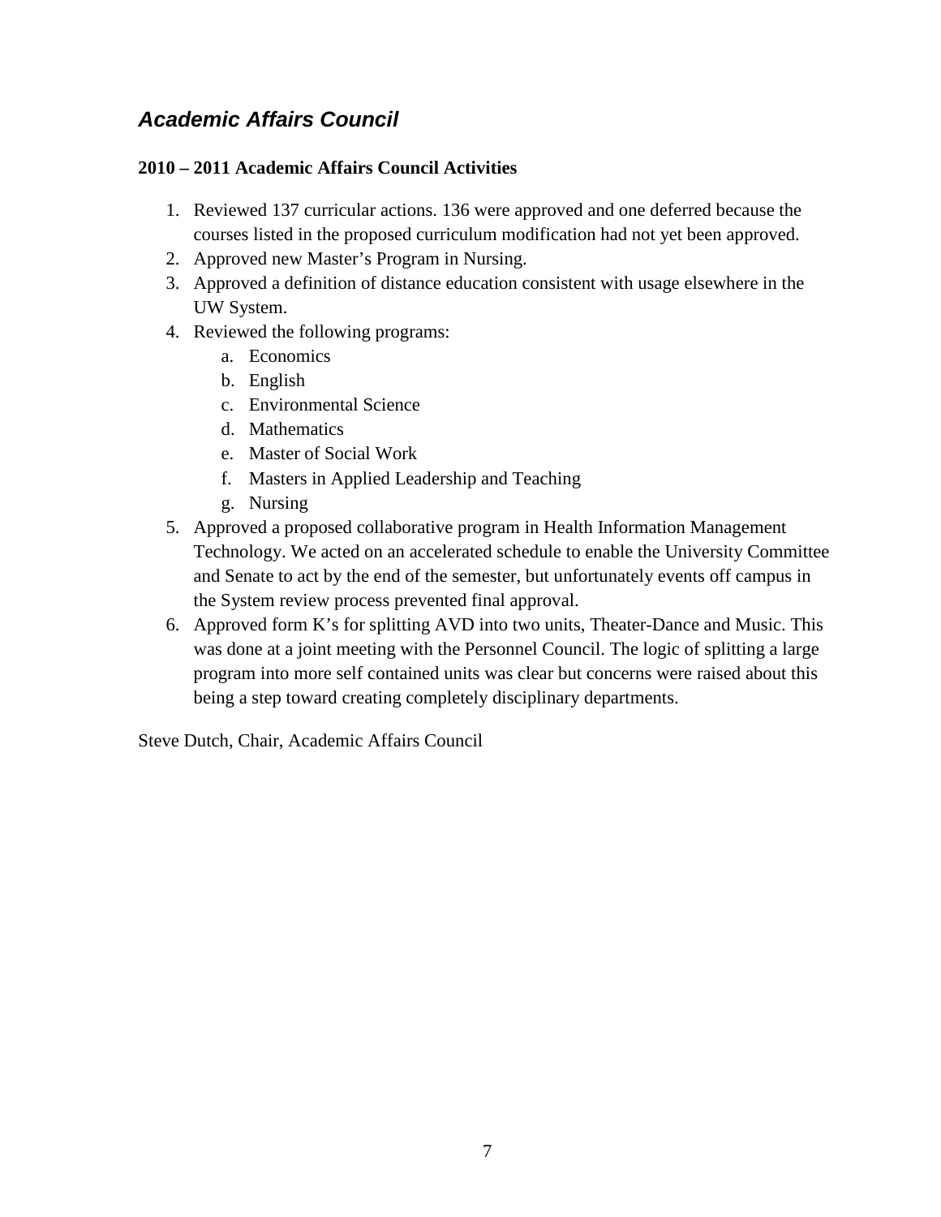## ***Academic Affairs Council***

**2010 – 2011 Academic Affairs Council Activities**

1. Reviewed 137 curricular actions. 136 were approved and one deferred because the courses listed in the proposed curriculum modification had not yet been approved.
2. Approved new Master's Program in Nursing.
3. Approved a definition of distance education consistent with usage elsewhere in the UW System.
4. Reviewed the following programs:
   a. Economics
   b. English
   c. Environmental Science
   d. Mathematics
   e. Master of Social Work
   f. Masters in Applied Leadership and Teaching
   g. Nursing
5. Approved a proposed collaborative program in Health Information Management Technology. We acted on an accelerated schedule to enable the University Committee and Senate to act by the end of the semester, but unfortunately events off campus in the System review process prevented final approval.
6. Approved form K's for splitting AVD into two units, Theater-Dance and Music. This was done at a joint meeting with the Personnel Council. The logic of splitting a large program into more self contained units was clear but concerns were raised about this being a step toward creating completely disciplinary departments.

Steve Dutch, Chair, Academic Affairs Council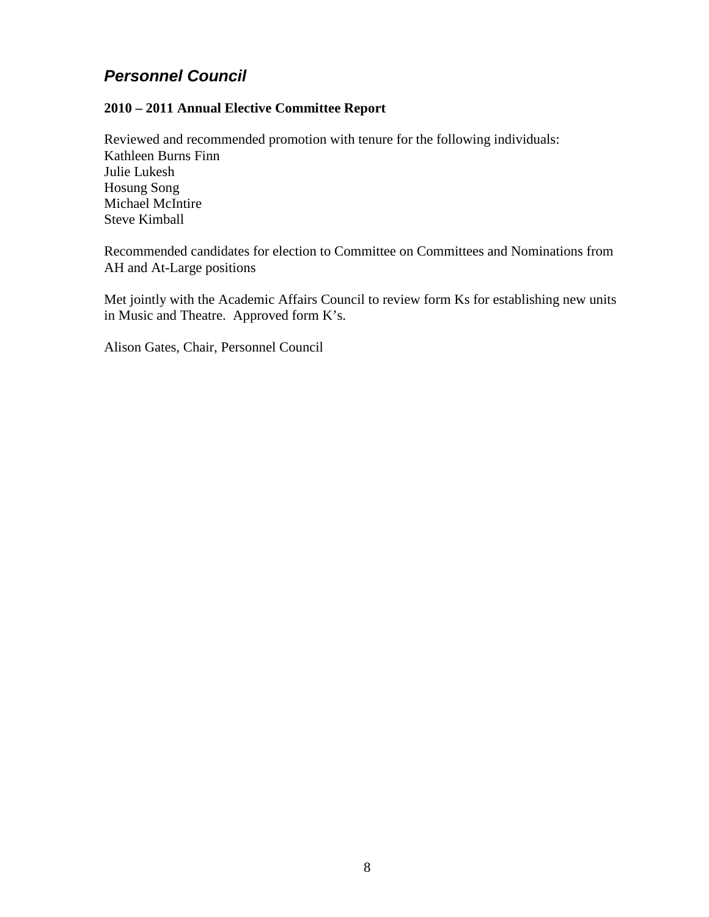## *Personnel Council*

**2010 – 2011 Annual Elective Committee Report**

Reviewed and recommended promotion with tenure for the following individuals:
Kathleen Burns Finn
Julie Lukesh
Hosung Song
Michael McIntire
Steve Kimball

Recommended candidates for election to Committee on Committees and Nominations from AH and At-Large positions

Met jointly with the Academic Affairs Council to review form Ks for establishing new units in Music and Theatre. Approved form K's.

Alison Gates, Chair, Personnel Council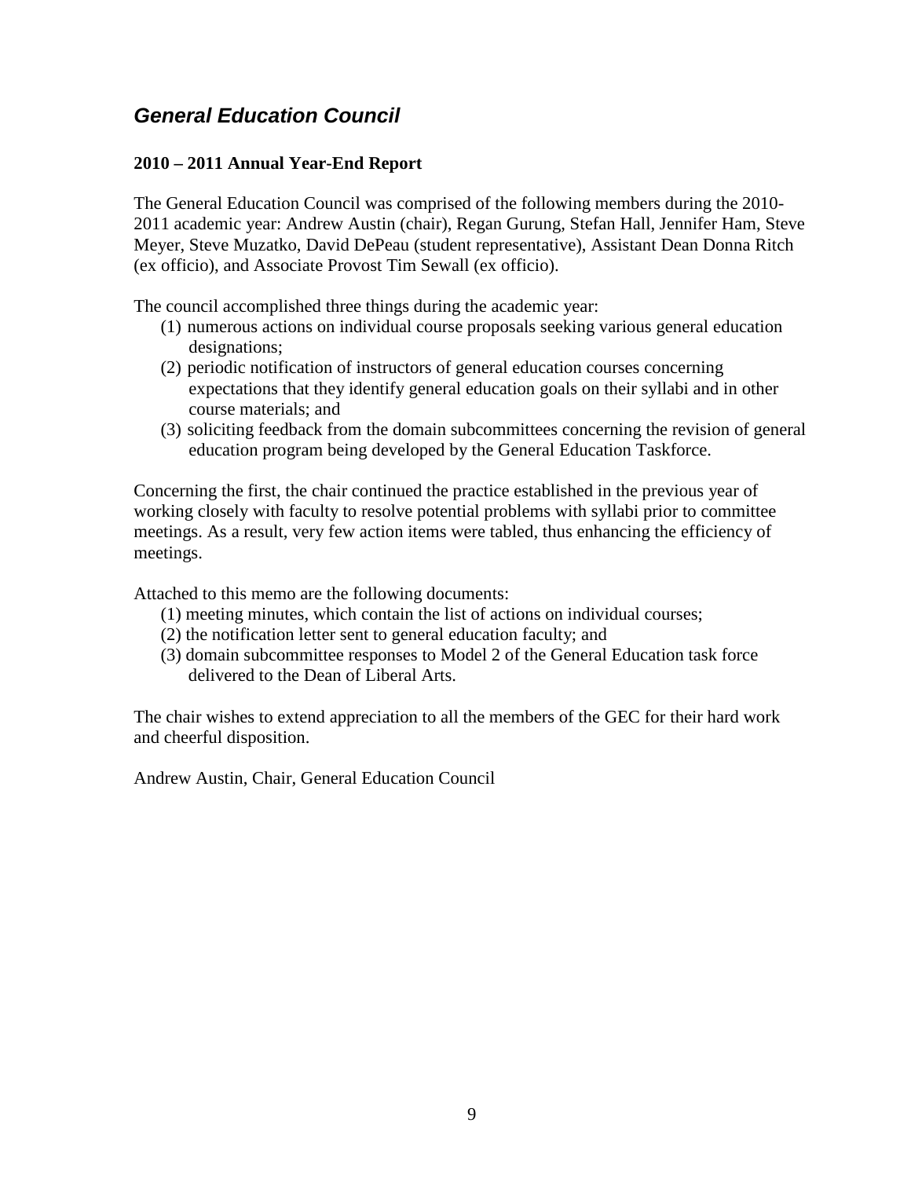## ***General Education Council***

### **2010 – 2011 Annual Year-End Report**

The General Education Council was comprised of the following members during the 2010-2011 academic year: Andrew Austin (chair), Regan Gurung, Stefan Hall, Jennifer Ham, Steve Meyer, Steve Muzatko, David DePeau (student representative), Assistant Dean Donna Ritch (ex officio), and Associate Provost Tim Sewall (ex officio).

The council accomplished three things during the academic year:

(1) numerous actions on individual course proposals seeking various general education designations;
(2) periodic notification of instructors of general education courses concerning expectations that they identify general education goals on their syllabi and in other course materials; and
(3) soliciting feedback from the domain subcommittees concerning the revision of general education program being developed by the General Education Taskforce.

Concerning the first, the chair continued the practice established in the previous year of working closely with faculty to resolve potential problems with syllabi prior to committee meetings. As a result, very few action items were tabled, thus enhancing the efficiency of meetings.

Attached to this memo are the following documents:

(1) meeting minutes, which contain the list of actions on individual courses;
(2) the notification letter sent to general education faculty; and
(3) domain subcommittee responses to Model 2 of the General Education task force delivered to the Dean of Liberal Arts.

The chair wishes to extend appreciation to all the members of the GEC for their hard work and cheerful disposition.

Andrew Austin, Chair, General Education Council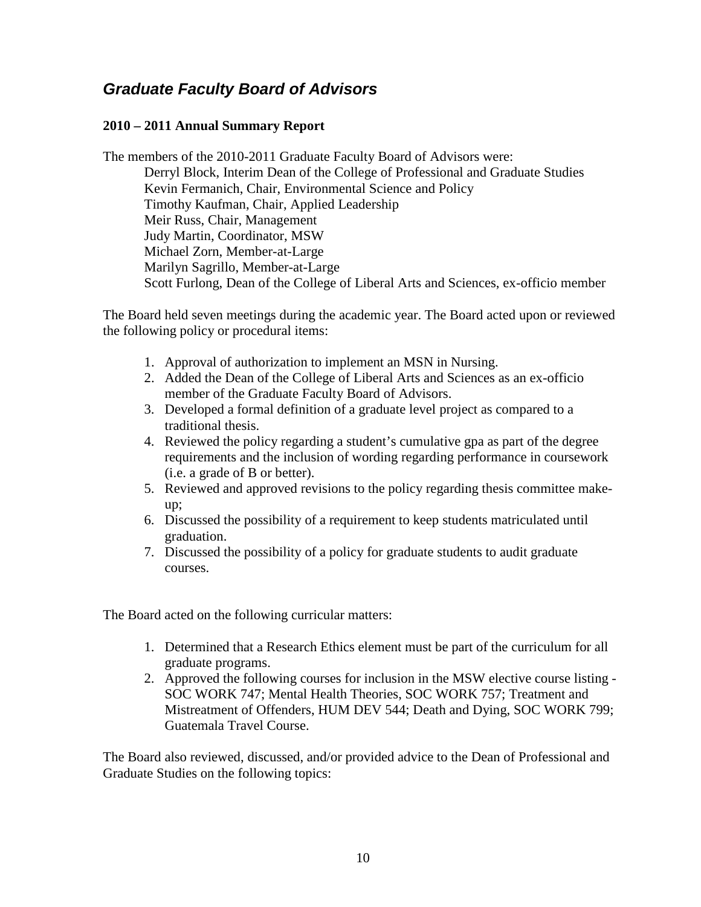## *Graduate Faculty Board of Advisors*

**2010 – 2011 Annual Summary Report**

The members of the 2010-2011 Graduate Faculty Board of Advisors were:

Derryl Block, Interim Dean of the College of Professional and Graduate Studies
Kevin Fermanich, Chair, Environmental Science and Policy
Timothy Kaufman, Chair, Applied Leadership
Meir Russ, Chair, Management
Judy Martin, Coordinator, MSW
Michael Zorn, Member-at-Large
Marilyn Sagrillo, Member-at-Large
Scott Furlong, Dean of the College of Liberal Arts and Sciences, ex-officio member

The Board held seven meetings during the academic year. The Board acted upon or reviewed the following policy or procedural items:

1. Approval of authorization to implement an MSN in Nursing.
2. Added the Dean of the College of Liberal Arts and Sciences as an ex-officio member of the Graduate Faculty Board of Advisors.
3. Developed a formal definition of a graduate level project as compared to a traditional thesis.
4. Reviewed the policy regarding a student's cumulative gpa as part of the degree requirements and the inclusion of wording regarding performance in coursework (i.e. a grade of B or better).
5. Reviewed and approved revisions to the policy regarding thesis committee make-up;
6. Discussed the possibility of a requirement to keep students matriculated until graduation.
7. Discussed the possibility of a policy for graduate students to audit graduate courses.

The Board acted on the following curricular matters:

1. Determined that a Research Ethics element must be part of the curriculum for all graduate programs.
2. Approved the following courses for inclusion in the MSW elective course listing - SOC WORK 747; Mental Health Theories, SOC WORK 757; Treatment and Mistreatment of Offenders, HUM DEV 544; Death and Dying, SOC WORK 799; Guatemala Travel Course.

The Board also reviewed, discussed, and/or provided advice to the Dean of Professional and Graduate Studies on the following topics: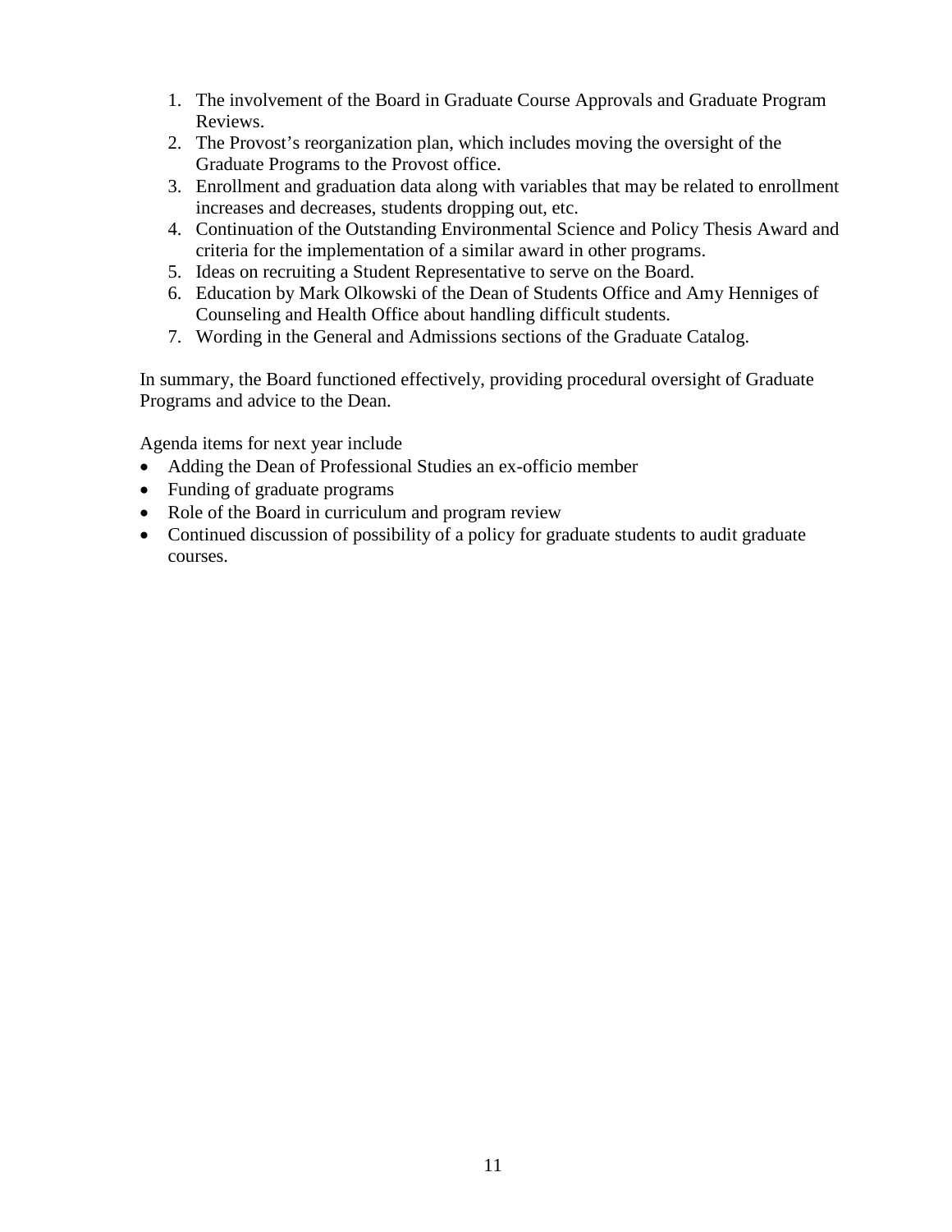1. The involvement of the Board in Graduate Course Approvals and Graduate Program Reviews.
2. The Provost's reorganization plan, which includes moving the oversight of the Graduate Programs to the Provost office.
3. Enrollment and graduation data along with variables that may be related to enrollment increases and decreases, students dropping out, etc.
4. Continuation of the Outstanding Environmental Science and Policy Thesis Award and criteria for the implementation of a similar award in other programs.
5. Ideas on recruiting a Student Representative to serve on the Board.
6. Education by Mark Olkowski of the Dean of Students Office and Amy Henniges of Counseling and Health Office about handling difficult students.
7. Wording in the General and Admissions sections of the Graduate Catalog.

In summary, the Board functioned effectively, providing procedural oversight of Graduate Programs and advice to the Dean.

Agenda items for next year include

- Adding the Dean of Professional Studies an ex-officio member
- Funding of graduate programs
- Role of the Board in curriculum and program review
- Continued discussion of possibility of a policy for graduate students to audit graduate courses.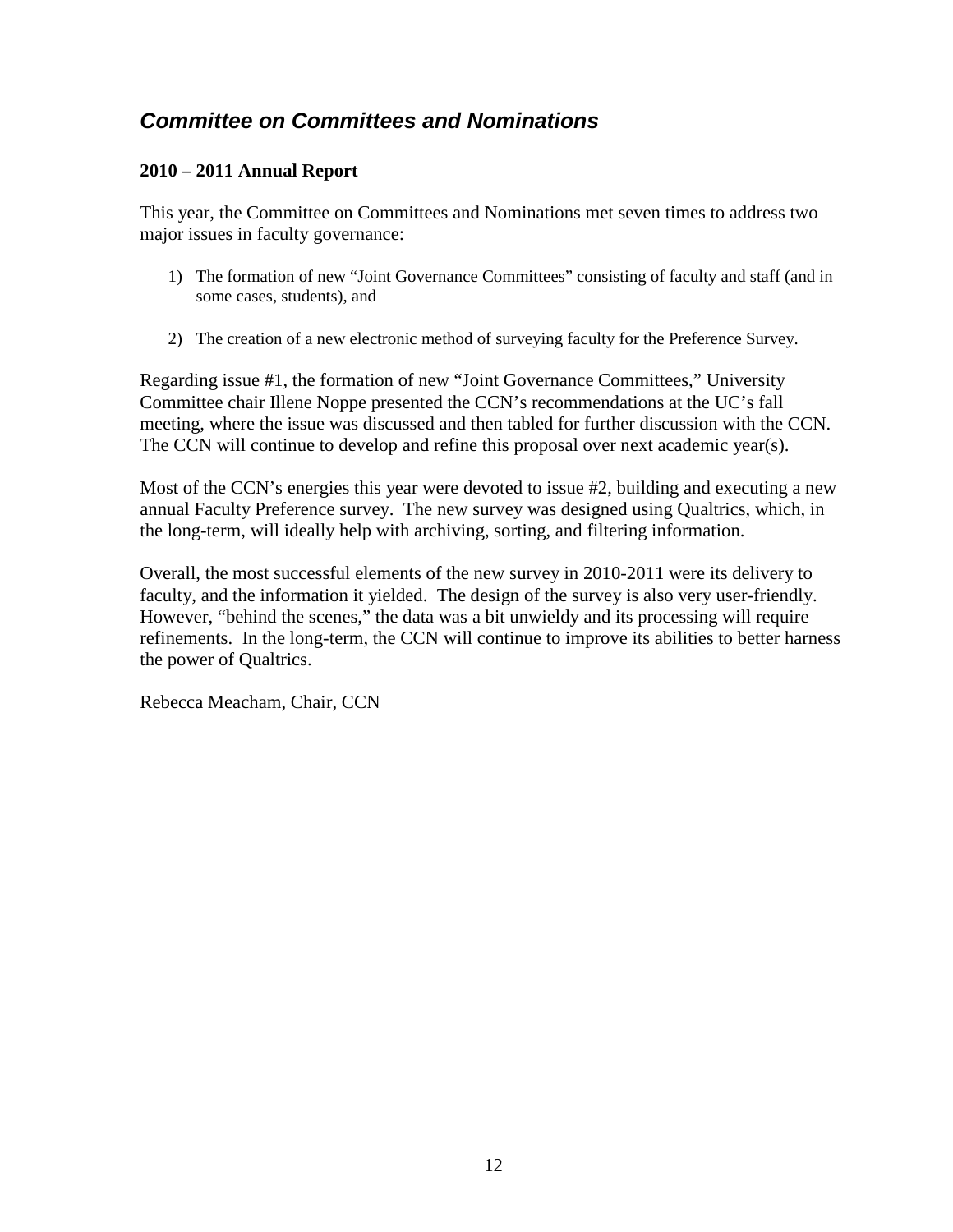## ***Committee on Committees and Nominations***

**2010 – 2011 Annual Report**

This year, the Committee on Committees and Nominations met seven times to address two major issues in faculty governance:

1) The formation of new "Joint Governance Committees" consisting of faculty and staff (and in some cases, students), and

2) The creation of a new electronic method of surveying faculty for the Preference Survey.

Regarding issue #1, the formation of new "Joint Governance Committees," University Committee chair Illene Noppe presented the CCN's recommendations at the UC's fall meeting, where the issue was discussed and then tabled for further discussion with the CCN. The CCN will continue to develop and refine this proposal over next academic year(s).

Most of the CCN's energies this year were devoted to issue #2, building and executing a new annual Faculty Preference survey. The new survey was designed using Qualtrics, which, in the long-term, will ideally help with archiving, sorting, and filtering information.

Overall, the most successful elements of the new survey in 2010-2011 were its delivery to faculty, and the information it yielded. The design of the survey is also very user-friendly. However, "behind the scenes," the data was a bit unwieldy and its processing will require refinements. In the long-term, the CCN will continue to improve its abilities to better harness the power of Qualtrics.

Rebecca Meacham, Chair, CCN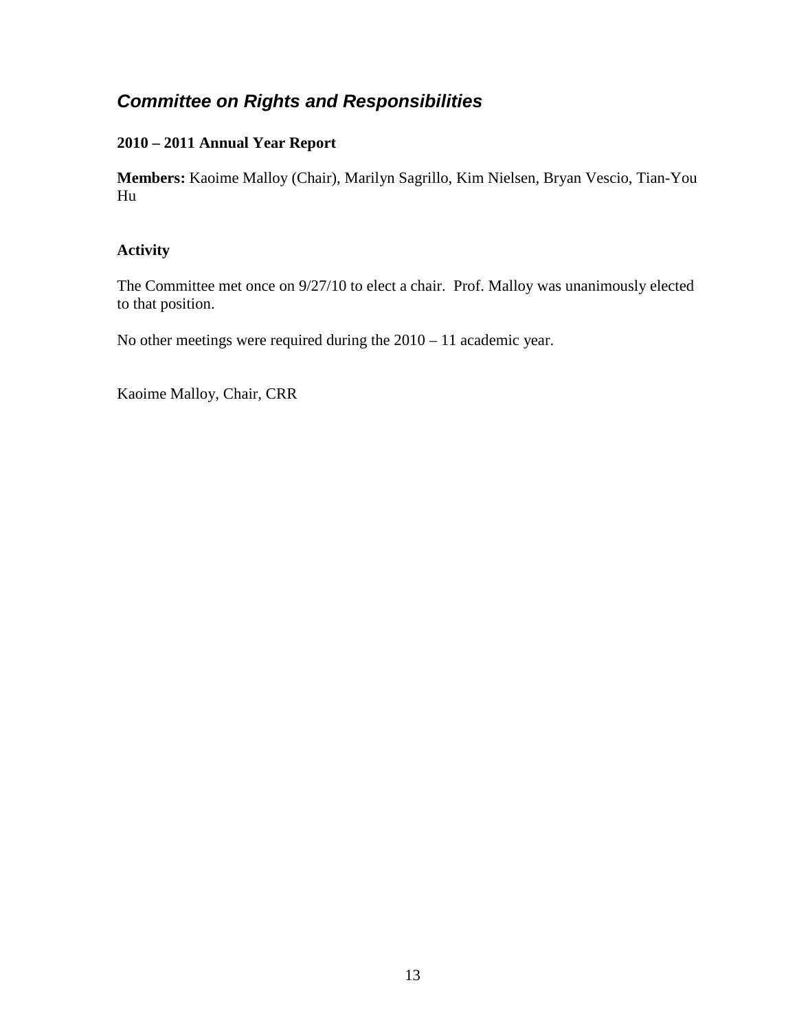## *Committee on Rights and Responsibilities*

**2010 – 2011 Annual Year Report**

**Members:** Kaoime Malloy (Chair), Marilyn Sagrillo, Kim Nielsen, Bryan Vescio, Tian-You Hu

### Activity

The Committee met once on 9/27/10 to elect a chair. Prof. Malloy was unanimously elected to that position.

No other meetings were required during the 2010 – 11 academic year.

Kaoime Malloy, Chair, CRR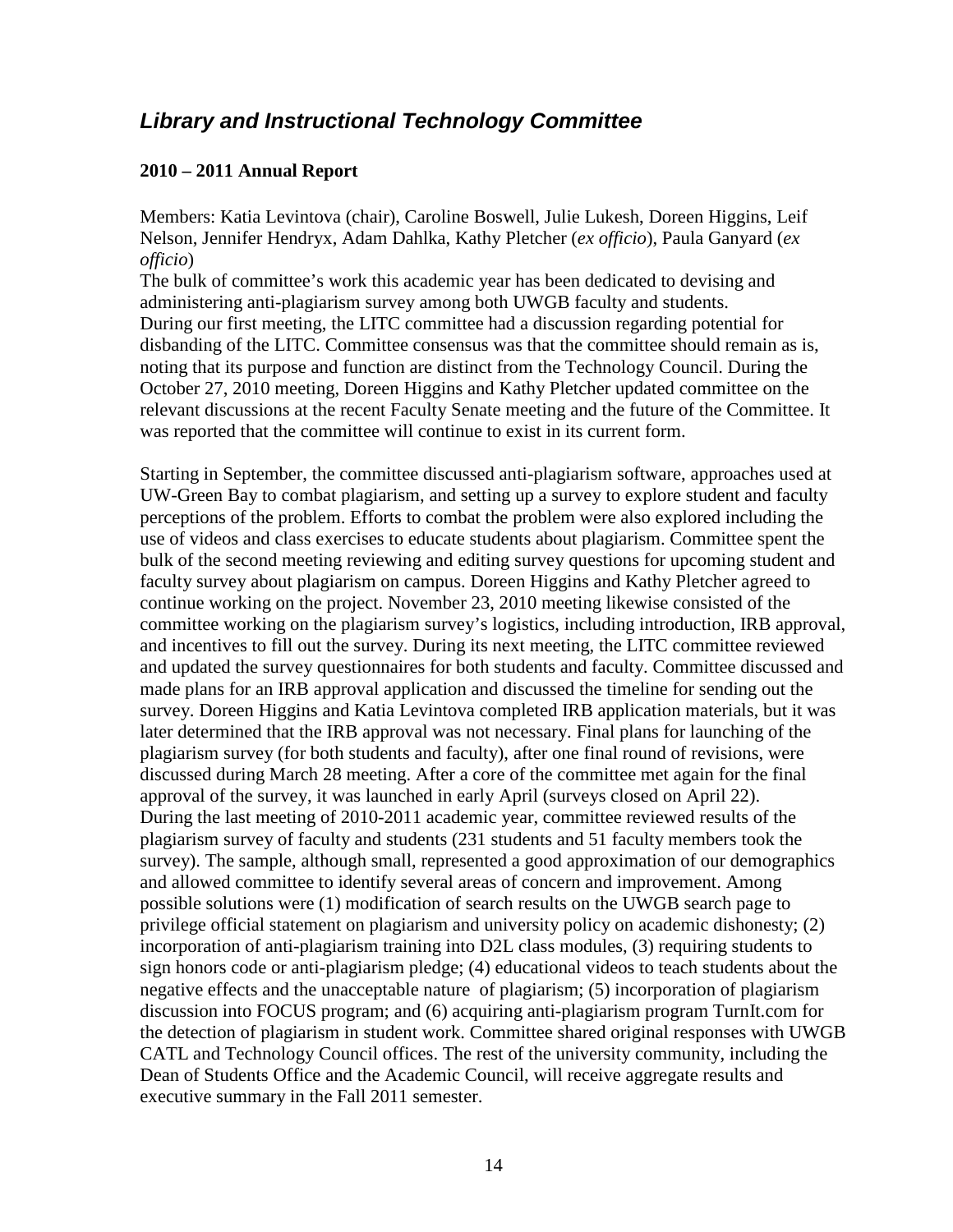## *Library and Instructional Technology Committee*

### 2010 – 2011 Annual Report

Members: Katia Levintova (chair), Caroline Boswell, Julie Lukesh, Doreen Higgins, Leif Nelson, Jennifer Hendryx, Adam Dahlka, Kathy Pletcher (*ex officio*), Paula Ganyard (*ex officio*)

The bulk of committee's work this academic year has been dedicated to devising and administering anti-plagiarism survey among both UWGB faculty and students.

During our first meeting, the LITC committee had a discussion regarding potential for disbanding of the LITC. Committee consensus was that the committee should remain as is, noting that its purpose and function are distinct from the Technology Council. During the October 27, 2010 meeting, Doreen Higgins and Kathy Pletcher updated committee on the relevant discussions at the recent Faculty Senate meeting and the future of the Committee. It was reported that the committee will continue to exist in its current form.

Starting in September, the committee discussed anti-plagiarism software, approaches used at UW-Green Bay to combat plagiarism, and setting up a survey to explore student and faculty perceptions of the problem. Efforts to combat the problem were also explored including the use of videos and class exercises to educate students about plagiarism. Committee spent the bulk of the second meeting reviewing and editing survey questions for upcoming student and faculty survey about plagiarism on campus. Doreen Higgins and Kathy Pletcher agreed to continue working on the project. November 23, 2010 meeting likewise consisted of the committee working on the plagiarism survey's logistics, including introduction, IRB approval, and incentives to fill out the survey. During its next meeting, the LITC committee reviewed and updated the survey questionnaires for both students and faculty. Committee discussed and made plans for an IRB approval application and discussed the timeline for sending out the survey. Doreen Higgins and Katia Levintova completed IRB application materials, but it was later determined that the IRB approval was not necessary. Final plans for launching of the plagiarism survey (for both students and faculty), after one final round of revisions, were discussed during March 28 meeting. After a core of the committee met again for the final approval of the survey, it was launched in early April (surveys closed on April 22).

During the last meeting of 2010-2011 academic year, committee reviewed results of the plagiarism survey of faculty and students (231 students and 51 faculty members took the survey). The sample, although small, represented a good approximation of our demographics and allowed committee to identify several areas of concern and improvement. Among possible solutions were (1) modification of search results on the UWGB search page to privilege official statement on plagiarism and university policy on academic dishonesty; (2) incorporation of anti-plagiarism training into D2L class modules, (3) requiring students to sign honors code or anti-plagiarism pledge; (4) educational videos to teach students about the negative effects and the unacceptable nature of plagiarism; (5) incorporation of plagiarism discussion into FOCUS program; and (6) acquiring anti-plagiarism program TurnIt.com for the detection of plagiarism in student work. Committee shared original responses with UWGB CATL and Technology Council offices. The rest of the university community, including the Dean of Students Office and the Academic Council, will receive aggregate results and executive summary in the Fall 2011 semester.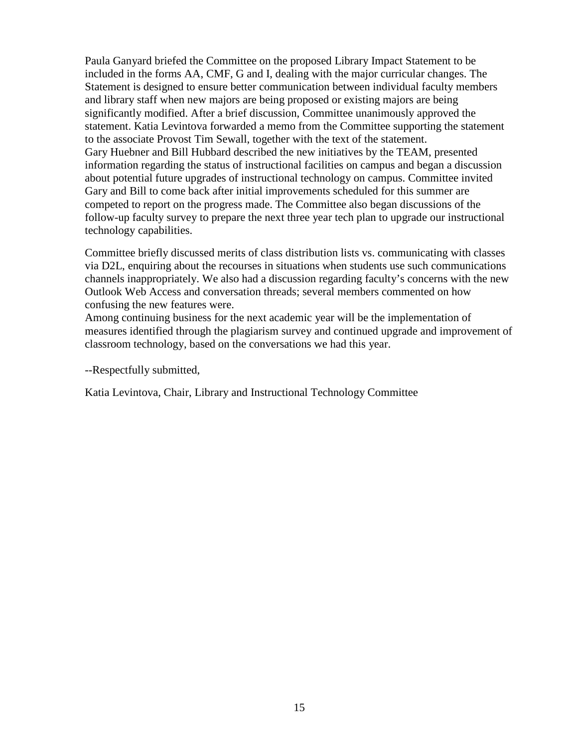Paula Ganyard briefed the Committee on the proposed Library Impact Statement to be included in the forms AA, CMF, G and I, dealing with the major curricular changes. The Statement is designed to ensure better communication between individual faculty members and library staff when new majors are being proposed or existing majors are being significantly modified. After a brief discussion, Committee unanimously approved the statement. Katia Levintova forwarded a memo from the Committee supporting the statement to the associate Provost Tim Sewall, together with the text of the statement.
Gary Huebner and Bill Hubbard described the new initiatives by the TEAM, presented information regarding the status of instructional facilities on campus and began a discussion about potential future upgrades of instructional technology on campus. Committee invited Gary and Bill to come back after initial improvements scheduled for this summer are competed to report on the progress made. The Committee also began discussions of the follow-up faculty survey to prepare the next three year tech plan to upgrade our instructional technology capabilities.

Committee briefly discussed merits of class distribution lists vs. communicating with classes via D2L, enquiring about the recourses in situations when students use such communications channels inappropriately. We also had a discussion regarding faculty's concerns with the new Outlook Web Access and conversation threads; several members commented on how confusing the new features were.
Among continuing business for the next academic year will be the implementation of measures identified through the plagiarism survey and continued upgrade and improvement of classroom technology, based on the conversations we had this year.

--Respectfully submitted,

Katia Levintova, Chair, Library and Instructional Technology Committee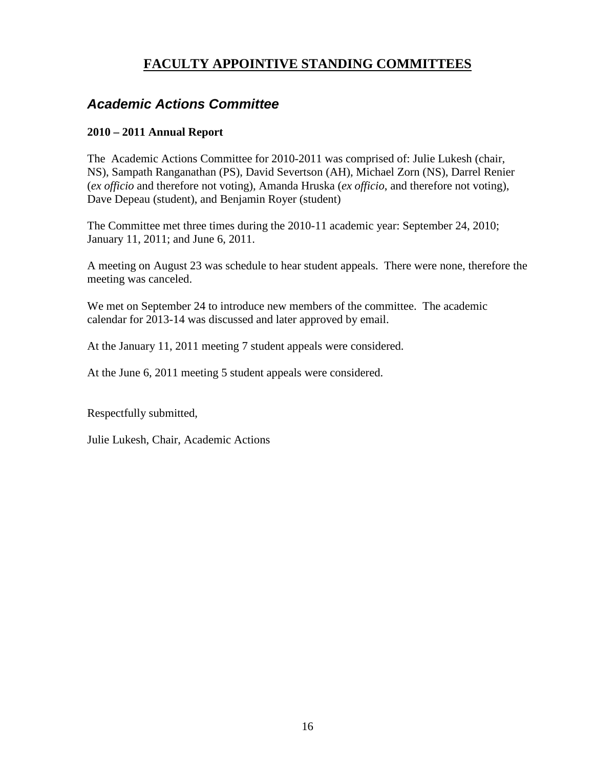# FACULTY APPOINTIVE STANDING COMMITTEES

## *Academic Actions Committee*

**2010 – 2011 Annual Report**

The Academic Actions Committee for 2010-2011 was comprised of: Julie Lukesh (chair, NS), Sampath Ranganathan (PS), David Severtson (AH), Michael Zorn (NS), Darrel Renier (*ex officio* and therefore not voting), Amanda Hruska (*ex officio*, and therefore not voting), Dave Depeau (student), and Benjamin Royer (student)

The Committee met three times during the 2010-11 academic year: September 24, 2010; January 11, 2011; and June 6, 2011.

A meeting on August 23 was schedule to hear student appeals. There were none, therefore the meeting was canceled.

We met on September 24 to introduce new members of the committee. The academic calendar for 2013-14 was discussed and later approved by email.

At the January 11, 2011 meeting 7 student appeals were considered.

At the June 6, 2011 meeting 5 student appeals were considered.

Respectfully submitted,

Julie Lukesh, Chair, Academic Actions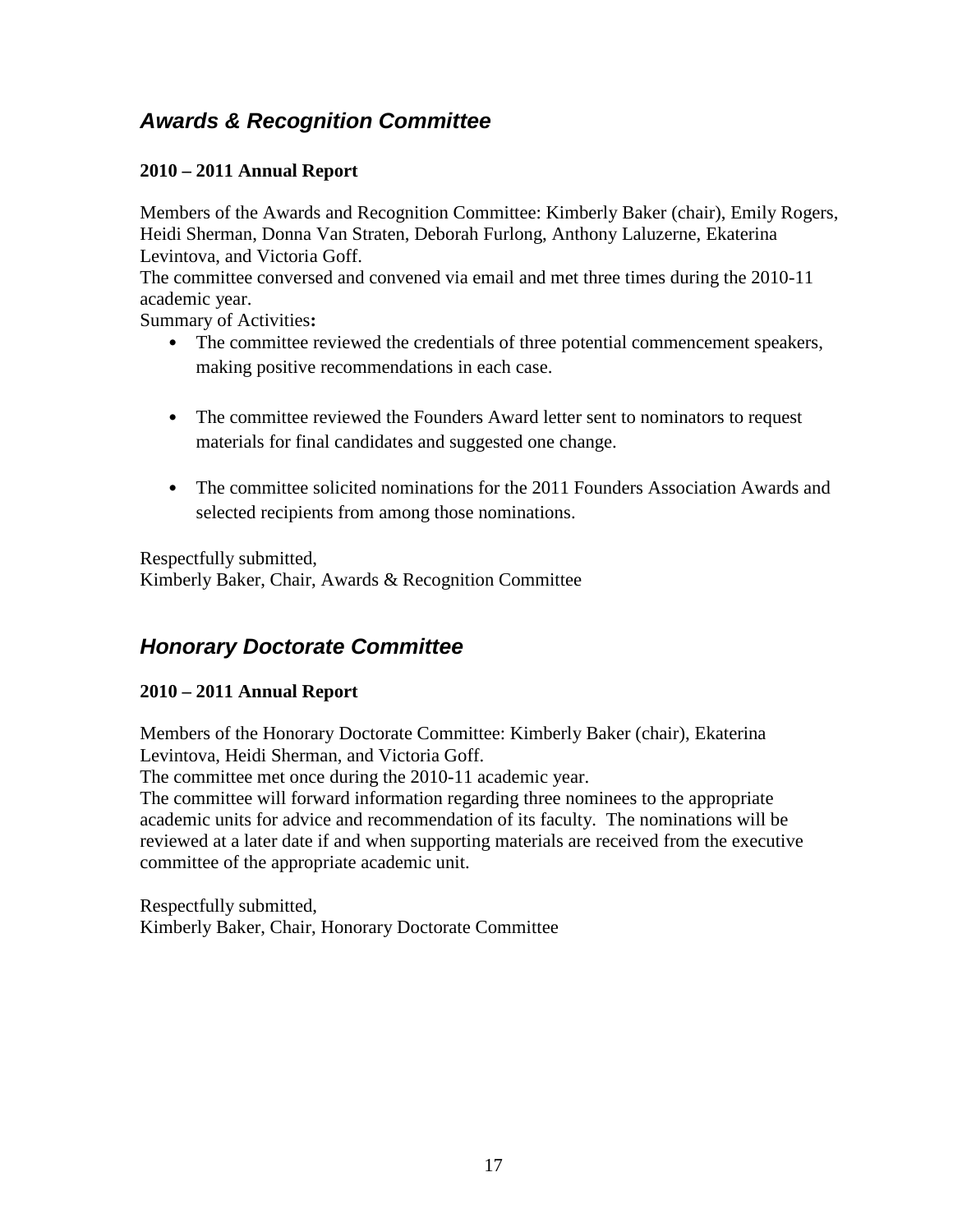## *Awards & Recognition Committee*

**2010 – 2011 Annual Report**

Members of the Awards and Recognition Committee: Kimberly Baker (chair), Emily Rogers, Heidi Sherman, Donna Van Straten, Deborah Furlong, Anthony Laluzerne, Ekaterina Levintova, and Victoria Goff.

The committee conversed and convened via email and met three times during the 2010-11 academic year.

Summary of Activities**:**

- The committee reviewed the credentials of three potential commencement speakers, making positive recommendations in each case.
- The committee reviewed the Founders Award letter sent to nominators to request materials for final candidates and suggested one change.
- The committee solicited nominations for the 2011 Founders Association Awards and selected recipients from among those nominations.

Respectfully submitted,
Kimberly Baker, Chair, Awards & Recognition Committee

## *Honorary Doctorate Committee*

**2010 – 2011 Annual Report**

Members of the Honorary Doctorate Committee: Kimberly Baker (chair), Ekaterina Levintova, Heidi Sherman, and Victoria Goff.

The committee met once during the 2010-11 academic year.

The committee will forward information regarding three nominees to the appropriate academic units for advice and recommendation of its faculty. The nominations will be reviewed at a later date if and when supporting materials are received from the executive committee of the appropriate academic unit.

Respectfully submitted,
Kimberly Baker, Chair, Honorary Doctorate Committee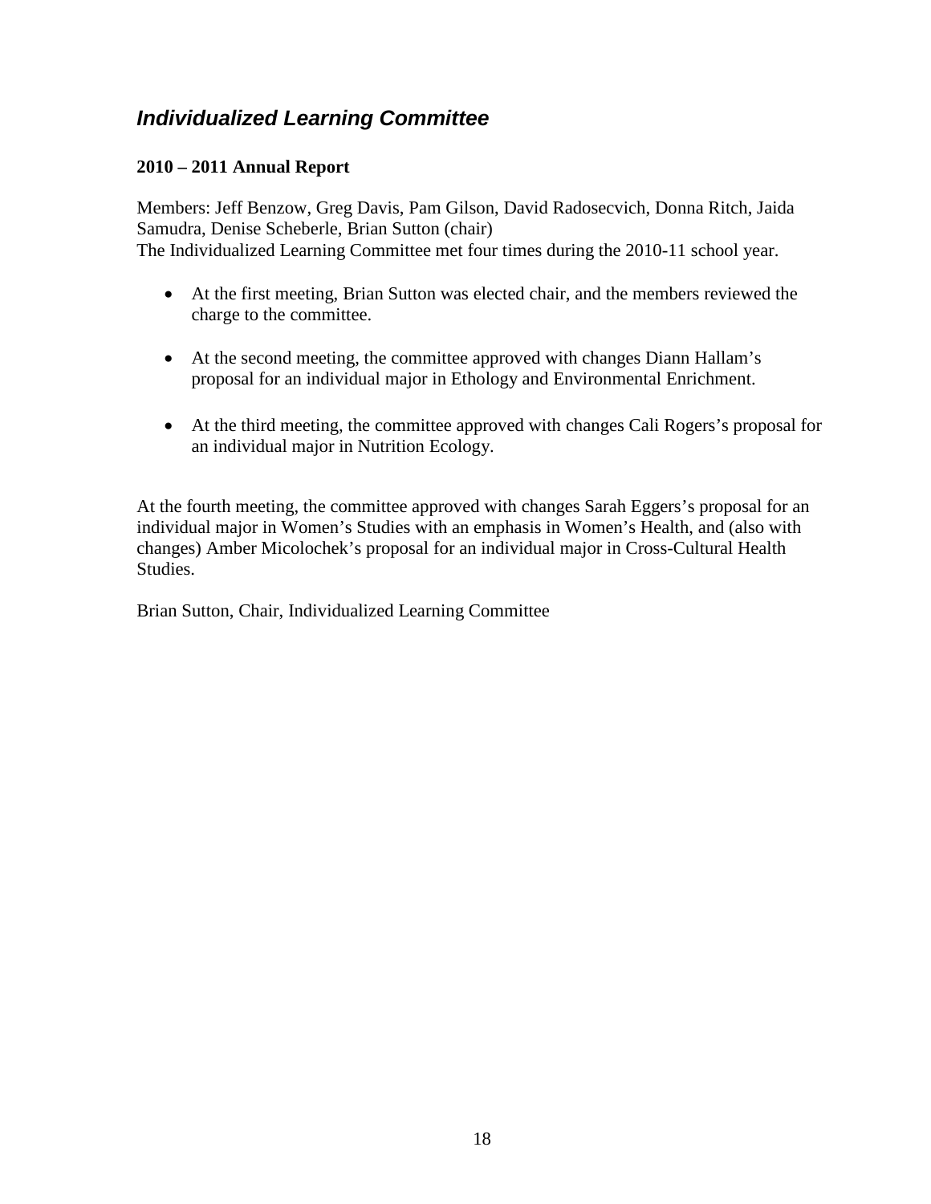## *Individualized Learning Committee*

**2010 – 2011 Annual Report**

Members: Jeff Benzow, Greg Davis, Pam Gilson, David Radosecvich, Donna Ritch, Jaida Samudra, Denise Scheberle, Brian Sutton (chair)
The Individualized Learning Committee met four times during the 2010-11 school year.

- At the first meeting, Brian Sutton was elected chair, and the members reviewed the charge to the committee.
- At the second meeting, the committee approved with changes Diann Hallam's proposal for an individual major in Ethology and Environmental Enrichment.
- At the third meeting, the committee approved with changes Cali Rogers's proposal for an individual major in Nutrition Ecology.

At the fourth meeting, the committee approved with changes Sarah Eggers's proposal for an individual major in Women's Studies with an emphasis in Women's Health, and (also with changes) Amber Micolochek's proposal for an individual major in Cross-Cultural Health Studies.

Brian Sutton, Chair, Individualized Learning Committee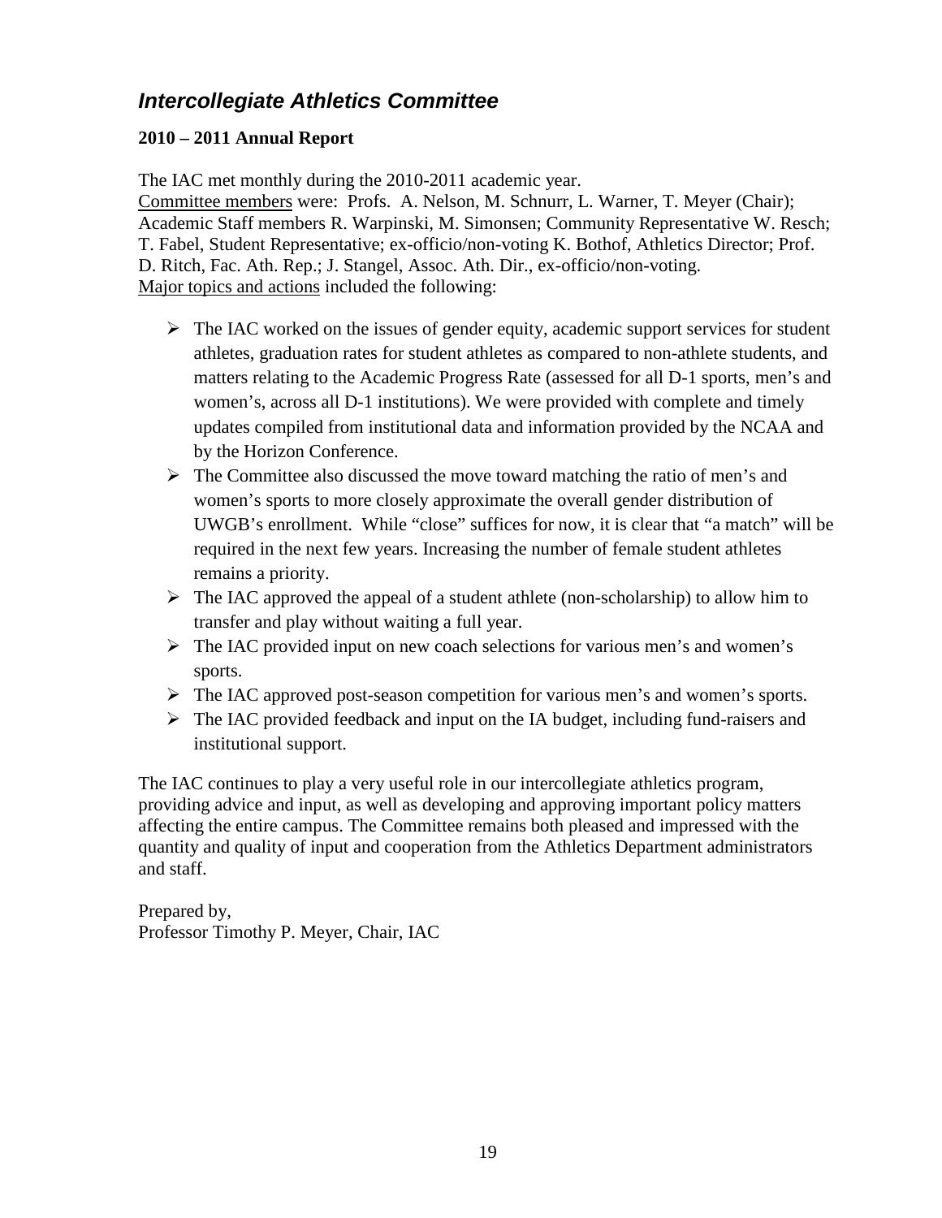## ***Intercollegiate Athletics Committee***

**2010 – 2011 Annual Report**

The IAC met monthly during the 2010-2011 academic year.
Committee members were: Profs. A. Nelson, M. Schnurr, L. Warner, T. Meyer (Chair); Academic Staff members R. Warpinski, M. Simonsen; Community Representative W. Resch; T. Fabel, Student Representative; ex-officio/non-voting K. Bothof, Athletics Director; Prof. D. Ritch, Fac. Ath. Rep.; J. Stangel, Assoc. Ath. Dir., ex-officio/non-voting.
Major topics and actions included the following:

- The IAC worked on the issues of gender equity, academic support services for student athletes, graduation rates for student athletes as compared to non-athlete students, and matters relating to the Academic Progress Rate (assessed for all D-1 sports, men's and women's, across all D-1 institutions). We were provided with complete and timely updates compiled from institutional data and information provided by the NCAA and by the Horizon Conference.
- The Committee also discussed the move toward matching the ratio of men's and women's sports to more closely approximate the overall gender distribution of UWGB's enrollment. While "close" suffices for now, it is clear that "a match" will be required in the next few years. Increasing the number of female student athletes remains a priority.
- The IAC approved the appeal of a student athlete (non-scholarship) to allow him to transfer and play without waiting a full year.
- The IAC provided input on new coach selections for various men's and women's sports.
- The IAC approved post-season competition for various men's and women's sports.
- The IAC provided feedback and input on the IA budget, including fund-raisers and institutional support.

The IAC continues to play a very useful role in our intercollegiate athletics program, providing advice and input, as well as developing and approving important policy matters affecting the entire campus. The Committee remains both pleased and impressed with the quantity and quality of input and cooperation from the Athletics Department administrators and staff.

Prepared by,
Professor Timothy P. Meyer, Chair, IAC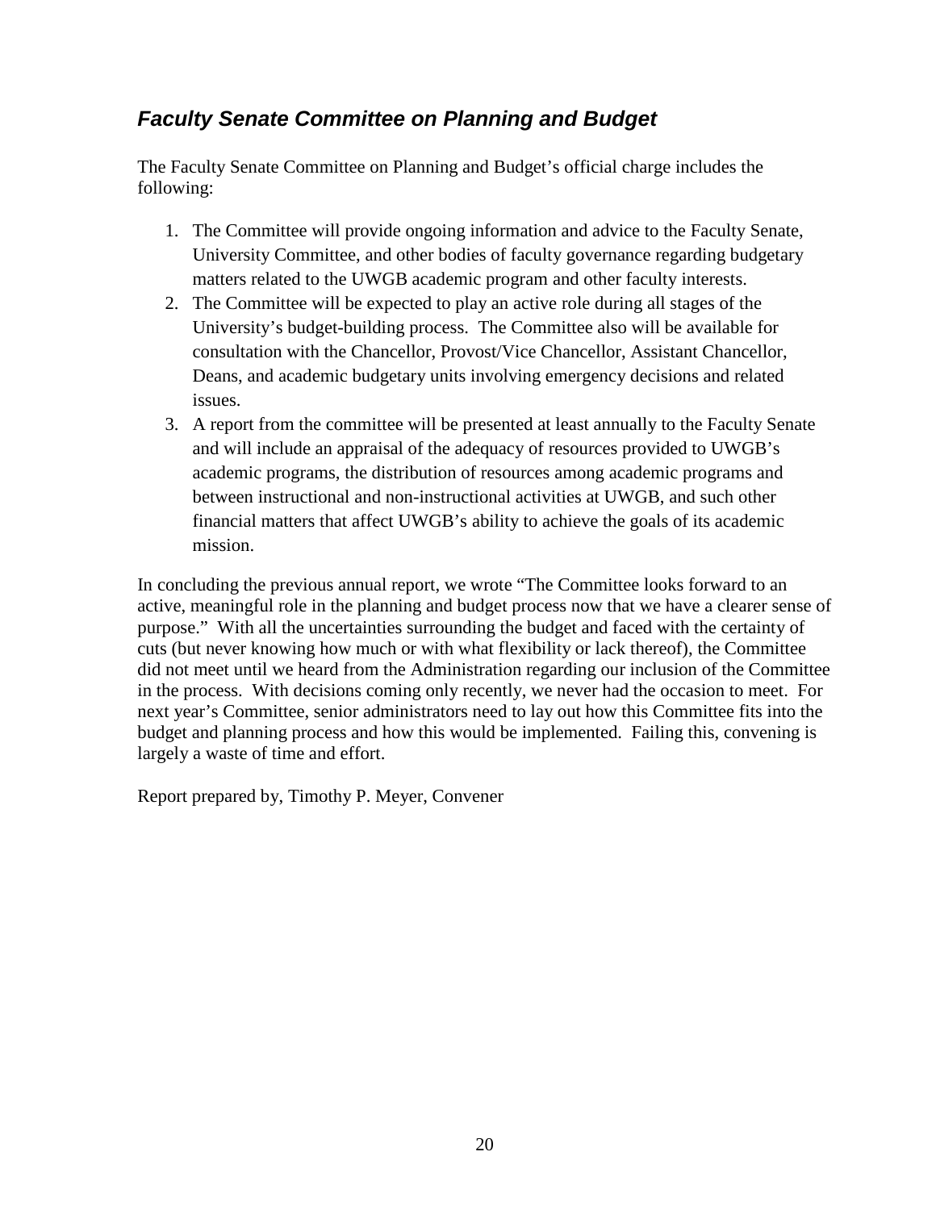## *Faculty Senate Committee on Planning and Budget*

The Faculty Senate Committee on Planning and Budget's official charge includes the following:

1. The Committee will provide ongoing information and advice to the Faculty Senate, University Committee, and other bodies of faculty governance regarding budgetary matters related to the UWGB academic program and other faculty interests.
2. The Committee will be expected to play an active role during all stages of the University's budget-building process. The Committee also will be available for consultation with the Chancellor, Provost/Vice Chancellor, Assistant Chancellor, Deans, and academic budgetary units involving emergency decisions and related issues.
3. A report from the committee will be presented at least annually to the Faculty Senate and will include an appraisal of the adequacy of resources provided to UWGB's academic programs, the distribution of resources among academic programs and between instructional and non-instructional activities at UWGB, and such other financial matters that affect UWGB's ability to achieve the goals of its academic mission.

In concluding the previous annual report, we wrote "The Committee looks forward to an active, meaningful role in the planning and budget process now that we have a clearer sense of purpose." With all the uncertainties surrounding the budget and faced with the certainty of cuts (but never knowing how much or with what flexibility or lack thereof), the Committee did not meet until we heard from the Administration regarding our inclusion of the Committee in the process. With decisions coming only recently, we never had the occasion to meet. For next year's Committee, senior administrators need to lay out how this Committee fits into the budget and planning process and how this would be implemented. Failing this, convening is largely a waste of time and effort.

Report prepared by, Timothy P. Meyer, Convener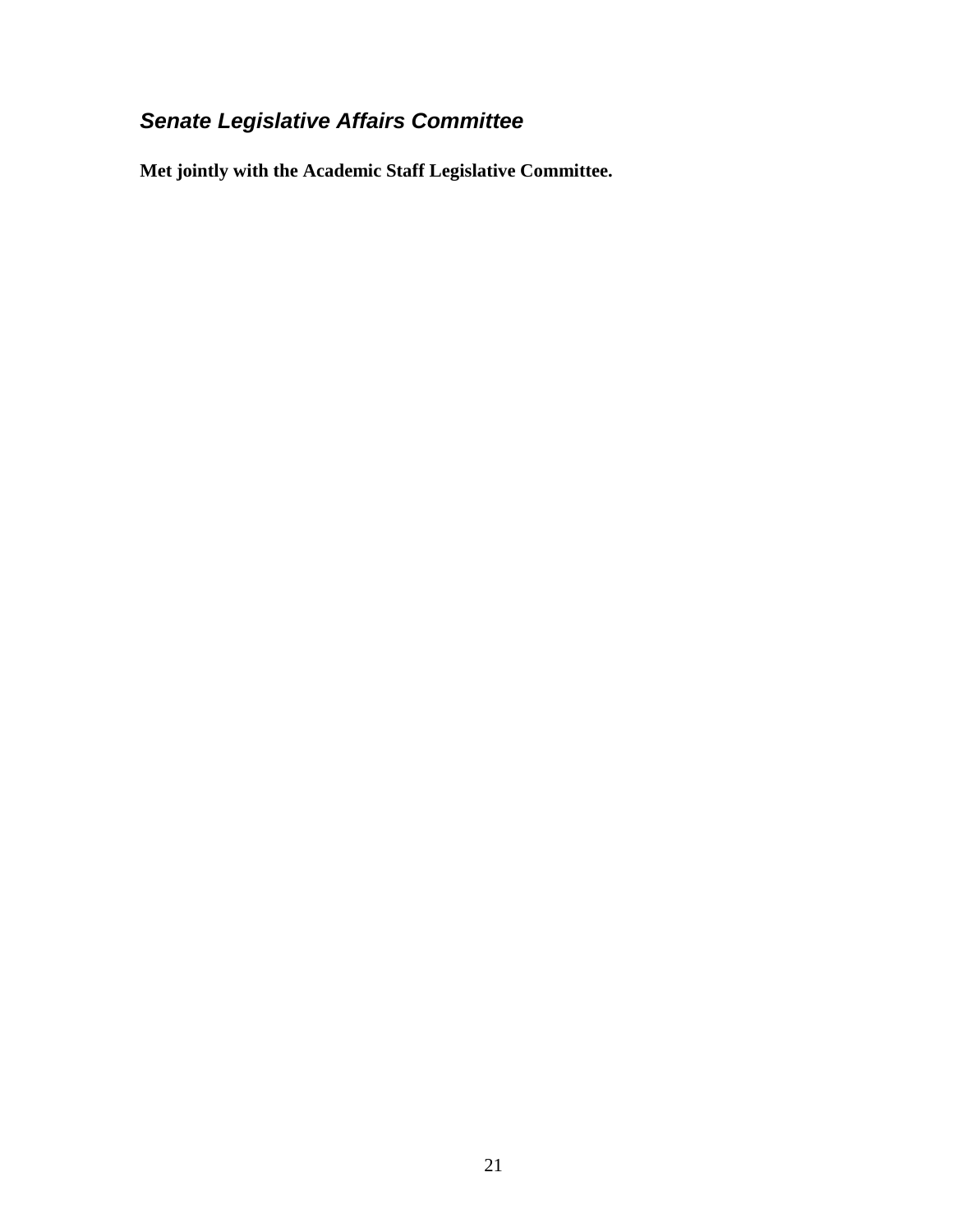## *Senate Legislative Affairs Committee*

**Met jointly with the Academic Staff Legislative Committee.**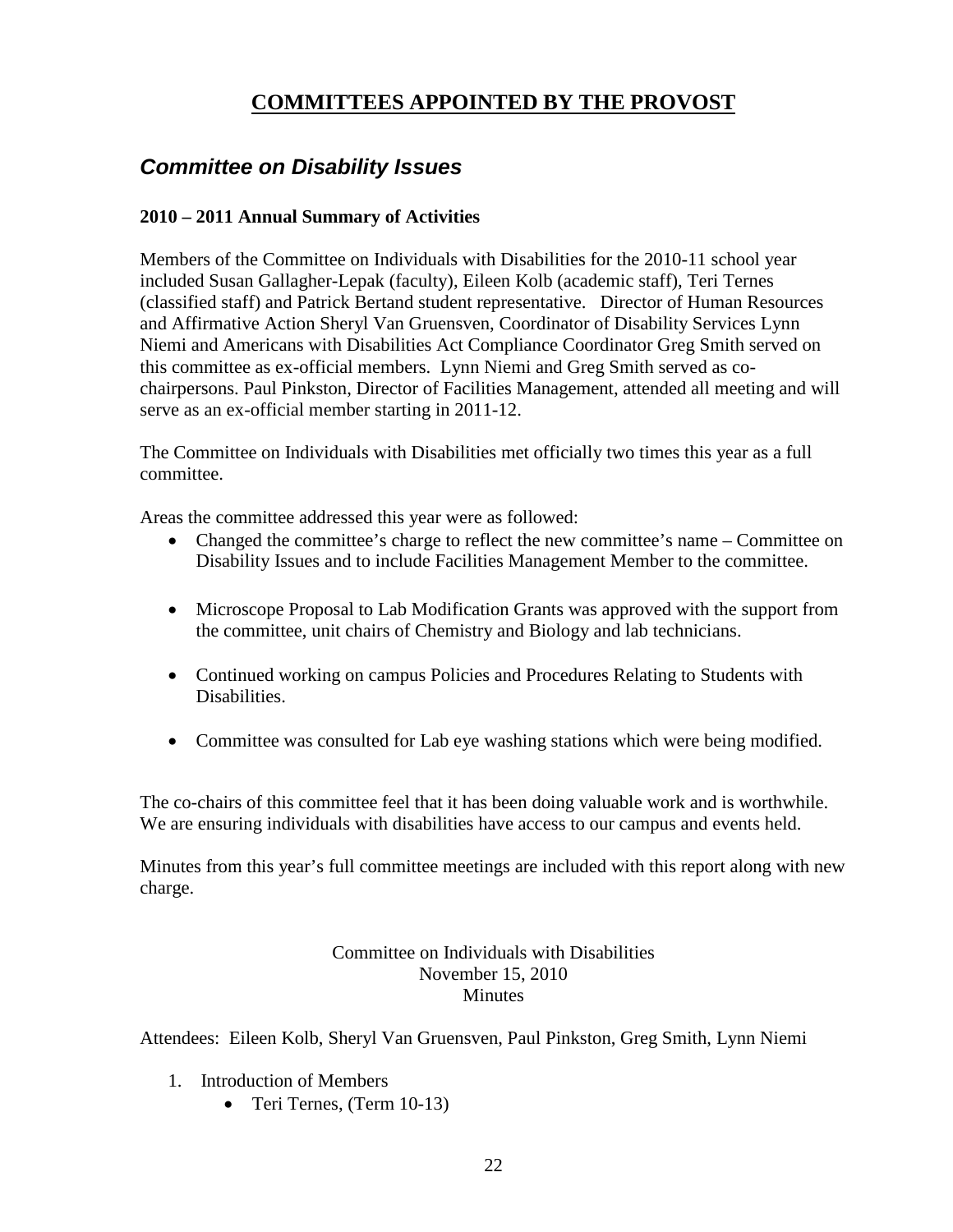# COMMITTEES APPOINTED BY THE PROVOST

## *Committee on Disability Issues*

### 2010 – 2011 Annual Summary of Activities

Members of the Committee on Individuals with Disabilities for the 2010-11 school year included Susan Gallagher-Lepak (faculty), Eileen Kolb (academic staff), Teri Ternes (classified staff) and Patrick Bertand student representative. Director of Human Resources and Affirmative Action Sheryl Van Gruensven, Coordinator of Disability Services Lynn Niemi and Americans with Disabilities Act Compliance Coordinator Greg Smith served on this committee as ex-official members. Lynn Niemi and Greg Smith served as co-chairpersons. Paul Pinkston, Director of Facilities Management, attended all meeting and will serve as an ex-official member starting in 2011-12.

The Committee on Individuals with Disabilities met officially two times this year as a full committee.

Areas the committee addressed this year were as followed:

- Changed the committee's charge to reflect the new committee's name – Committee on Disability Issues and to include Facilities Management Member to the committee.
- Microscope Proposal to Lab Modification Grants was approved with the support from the committee, unit chairs of Chemistry and Biology and lab technicians.
- Continued working on campus Policies and Procedures Relating to Students with Disabilities.
- Committee was consulted for Lab eye washing stations which were being modified.

The co-chairs of this committee feel that it has been doing valuable work and is worthwhile. We are ensuring individuals with disabilities have access to our campus and events held.

Minutes from this year's full committee meetings are included with this report along with new charge.

Committee on Individuals with Disabilities
November 15, 2010
Minutes

Attendees: Eileen Kolb, Sheryl Van Gruensven, Paul Pinkston, Greg Smith, Lynn Niemi

1. Introduction of Members
   - Teri Ternes, (Term 10-13)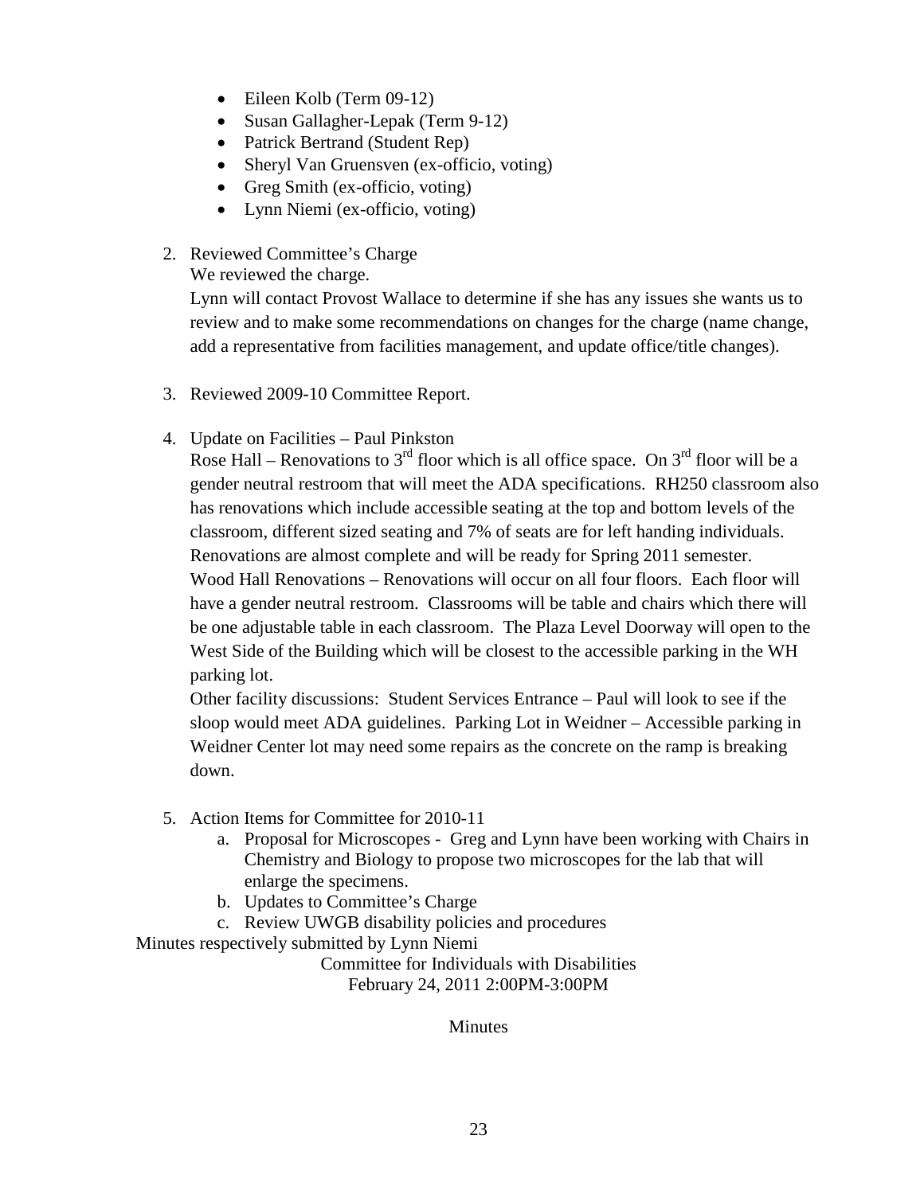- Eileen Kolb (Term 09-12)
- Susan Gallagher-Lepak (Term 9-12)
- Patrick Bertrand (Student Rep)
- Sheryl Van Gruensven (ex-officio, voting)
- Greg Smith (ex-officio, voting)
- Lynn Niemi (ex-officio, voting)

2. Reviewed Committee's Charge
   We reviewed the charge.
   Lynn will contact Provost Wallace to determine if she has any issues she wants us to review and to make some recommendations on changes for the charge (name change, add a representative from facilities management, and update office/title changes).

3. Reviewed 2009-10 Committee Report.

4. Update on Facilities – Paul Pinkston
   Rose Hall – Renovations to 3rd floor which is all office space. On 3rd floor will be a gender neutral restroom that will meet the ADA specifications. RH250 classroom also has renovations which include accessible seating at the top and bottom levels of the classroom, different sized seating and 7% of seats are for left handing individuals. Renovations are almost complete and will be ready for Spring 2011 semester.
   Wood Hall Renovations – Renovations will occur on all four floors. Each floor will have a gender neutral restroom. Classrooms will be table and chairs which there will be one adjustable table in each classroom. The Plaza Level Doorway will open to the West Side of the Building which will be closest to the accessible parking in the WH parking lot.
   Other facility discussions: Student Services Entrance – Paul will look to see if the sloop would meet ADA guidelines. Parking Lot in Weidner – Accessible parking in Weidner Center lot may need some repairs as the concrete on the ramp is breaking down.

5. Action Items for Committee for 2010-11
   a. Proposal for Microscopes - Greg and Lynn have been working with Chairs in Chemistry and Biology to propose two microscopes for the lab that will enlarge the specimens.
   b. Updates to Committee's Charge
   c. Review UWGB disability policies and procedures

Minutes respectively submitted by Lynn Niemi

Committee for Individuals with Disabilities
February 24, 2011 2:00PM-3:00PM

Minutes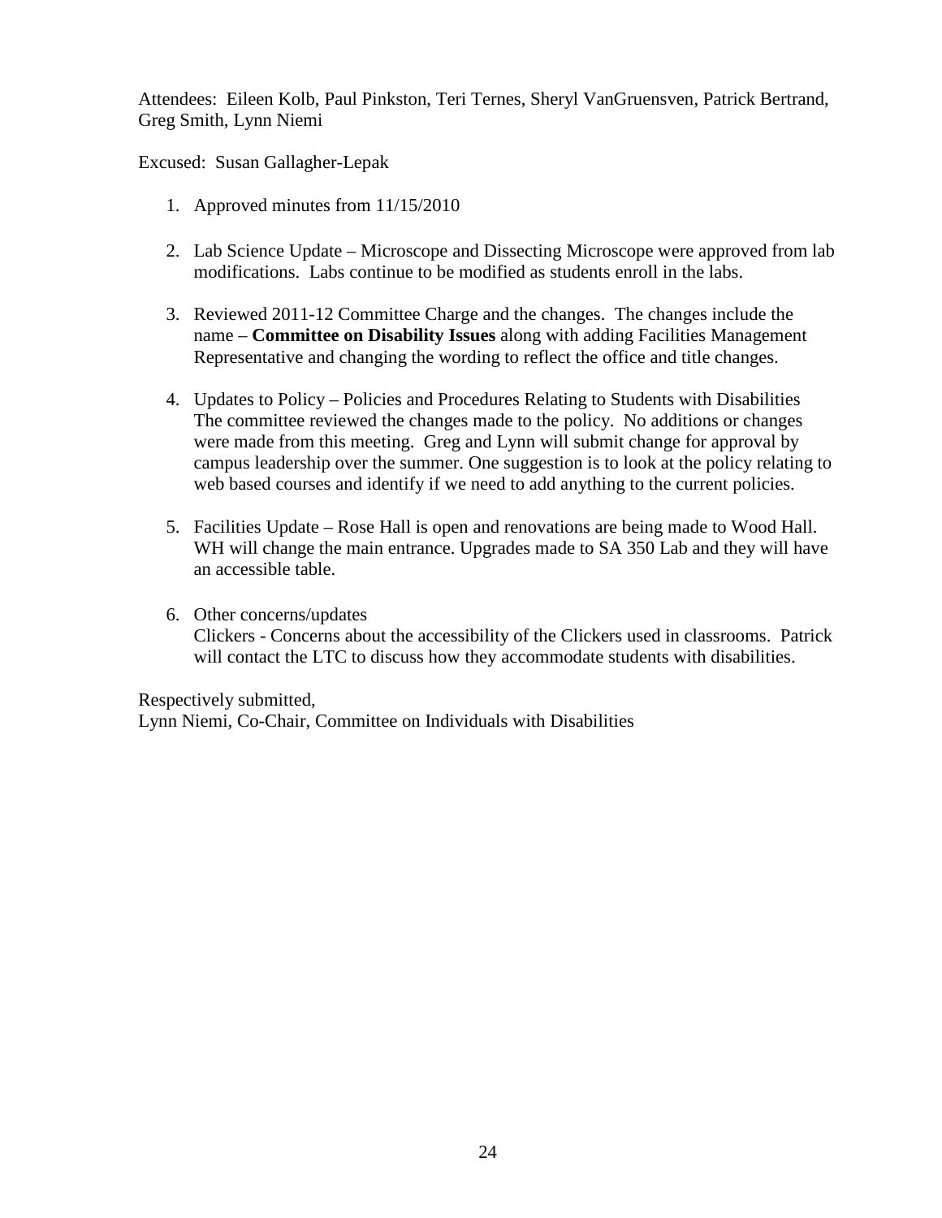Attendees: Eileen Kolb, Paul Pinkston, Teri Ternes, Sheryl VanGruensven, Patrick Bertrand, Greg Smith, Lynn Niemi

Excused: Susan Gallagher-Lepak

1. Approved minutes from 11/15/2010

2. Lab Science Update – Microscope and Dissecting Microscope were approved from lab modifications. Labs continue to be modified as students enroll in the labs.

3. Reviewed 2011-12 Committee Charge and the changes. The changes include the name – **Committee on Disability Issues** along with adding Facilities Management Representative and changing the wording to reflect the office and title changes.

4. Updates to Policy – Policies and Procedures Relating to Students with Disabilities
   The committee reviewed the changes made to the policy. No additions or changes were made from this meeting. Greg and Lynn will submit change for approval by campus leadership over the summer. One suggestion is to look at the policy relating to web based courses and identify if we need to add anything to the current policies.

5. Facilities Update – Rose Hall is open and renovations are being made to Wood Hall. WH will change the main entrance. Upgrades made to SA 350 Lab and they will have an accessible table.

6. Other concerns/updates
   Clickers - Concerns about the accessibility of the Clickers used in classrooms. Patrick will contact the LTC to discuss how they accommodate students with disabilities.

Respectively submitted,
Lynn Niemi, Co-Chair, Committee on Individuals with Disabilities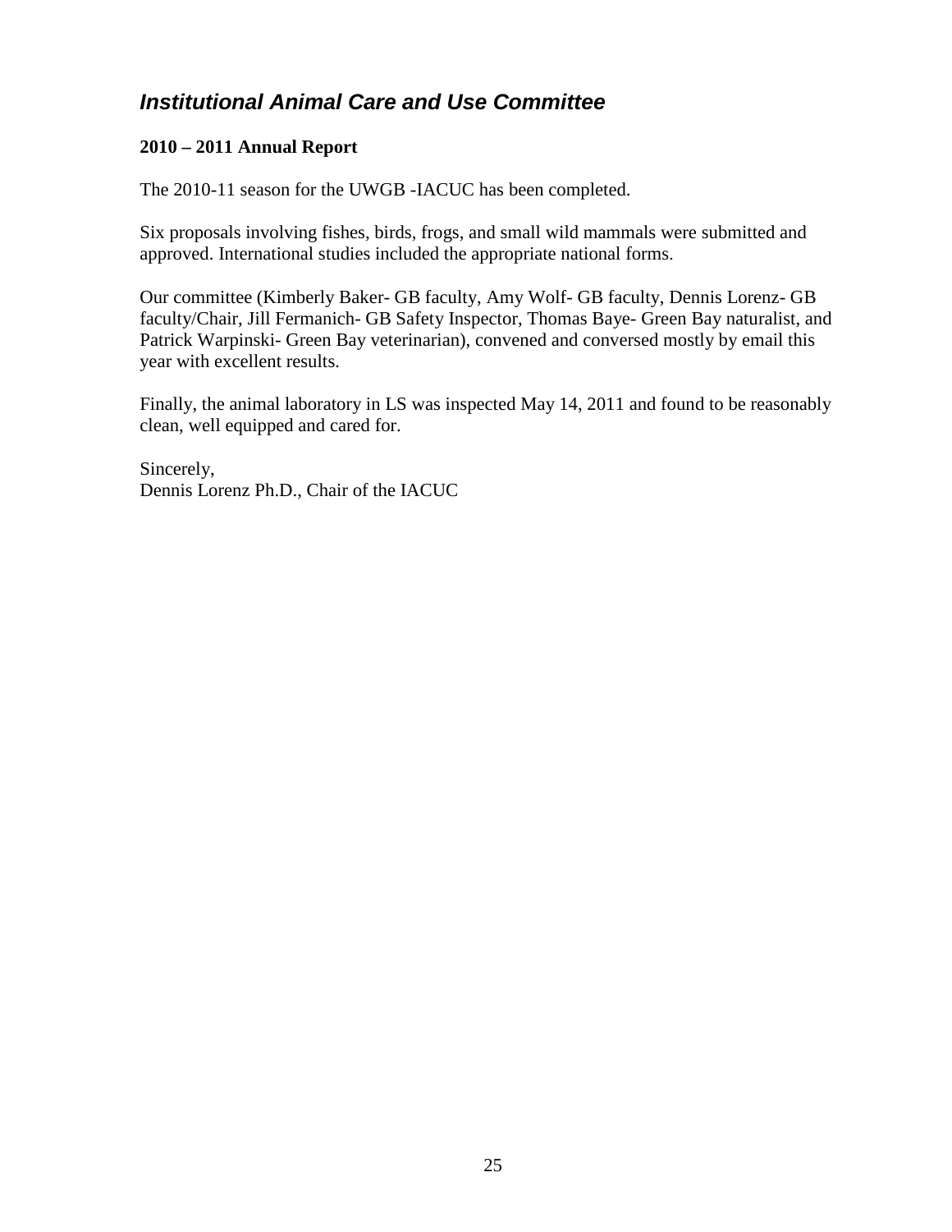## *Institutional Animal Care and Use Committee*

**2010 – 2011 Annual Report**

The 2010-11 season for the UWGB -IACUC has been completed.

Six proposals involving fishes, birds, frogs, and small wild mammals were submitted and approved. International studies included the appropriate national forms.

Our committee (Kimberly Baker- GB faculty, Amy Wolf- GB faculty, Dennis Lorenz- GB faculty/Chair, Jill Fermanich- GB Safety Inspector, Thomas Baye- Green Bay naturalist, and Patrick Warpinski- Green Bay veterinarian), convened and conversed mostly by email this year with excellent results.

Finally, the animal laboratory in LS was inspected May 14, 2011 and found to be reasonably clean, well equipped and cared for.

Sincerely,
Dennis Lorenz Ph.D., Chair of the IACUC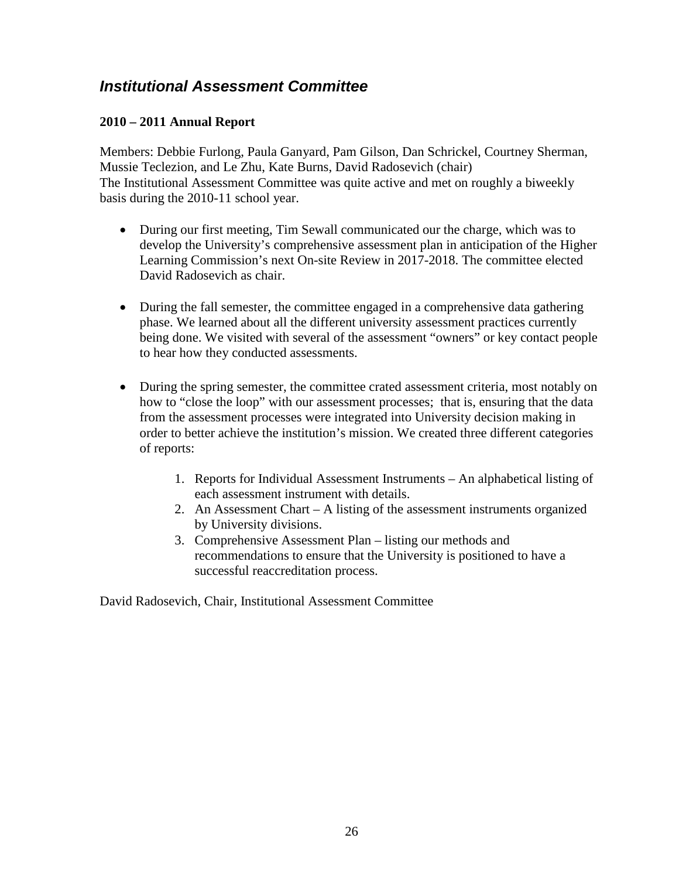## *Institutional Assessment Committee*

**2010 – 2011 Annual Report**

Members: Debbie Furlong, Paula Ganyard, Pam Gilson, Dan Schrickel, Courtney Sherman, Mussie Teclezion, and Le Zhu, Kate Burns, David Radosevich (chair)
The Institutional Assessment Committee was quite active and met on roughly a biweekly basis during the 2010-11 school year.

- During our first meeting, Tim Sewall communicated our the charge, which was to develop the University's comprehensive assessment plan in anticipation of the Higher Learning Commission's next On-site Review in 2017-2018. The committee elected David Radosevich as chair.

- During the fall semester, the committee engaged in a comprehensive data gathering phase. We learned about all the different university assessment practices currently being done. We visited with several of the assessment "owners" or key contact people to hear how they conducted assessments.

- During the spring semester, the committee crated assessment criteria, most notably on how to "close the loop" with our assessment processes; that is, ensuring that the data from the assessment processes were integrated into University decision making in order to better achieve the institution's mission. We created three different categories of reports:

    1. Reports for Individual Assessment Instruments – An alphabetical listing of each assessment instrument with details.
    2. An Assessment Chart – A listing of the assessment instruments organized by University divisions.
    3. Comprehensive Assessment Plan – listing our methods and recommendations to ensure that the University is positioned to have a successful reaccreditation process.

David Radosevich, Chair, Institutional Assessment Committee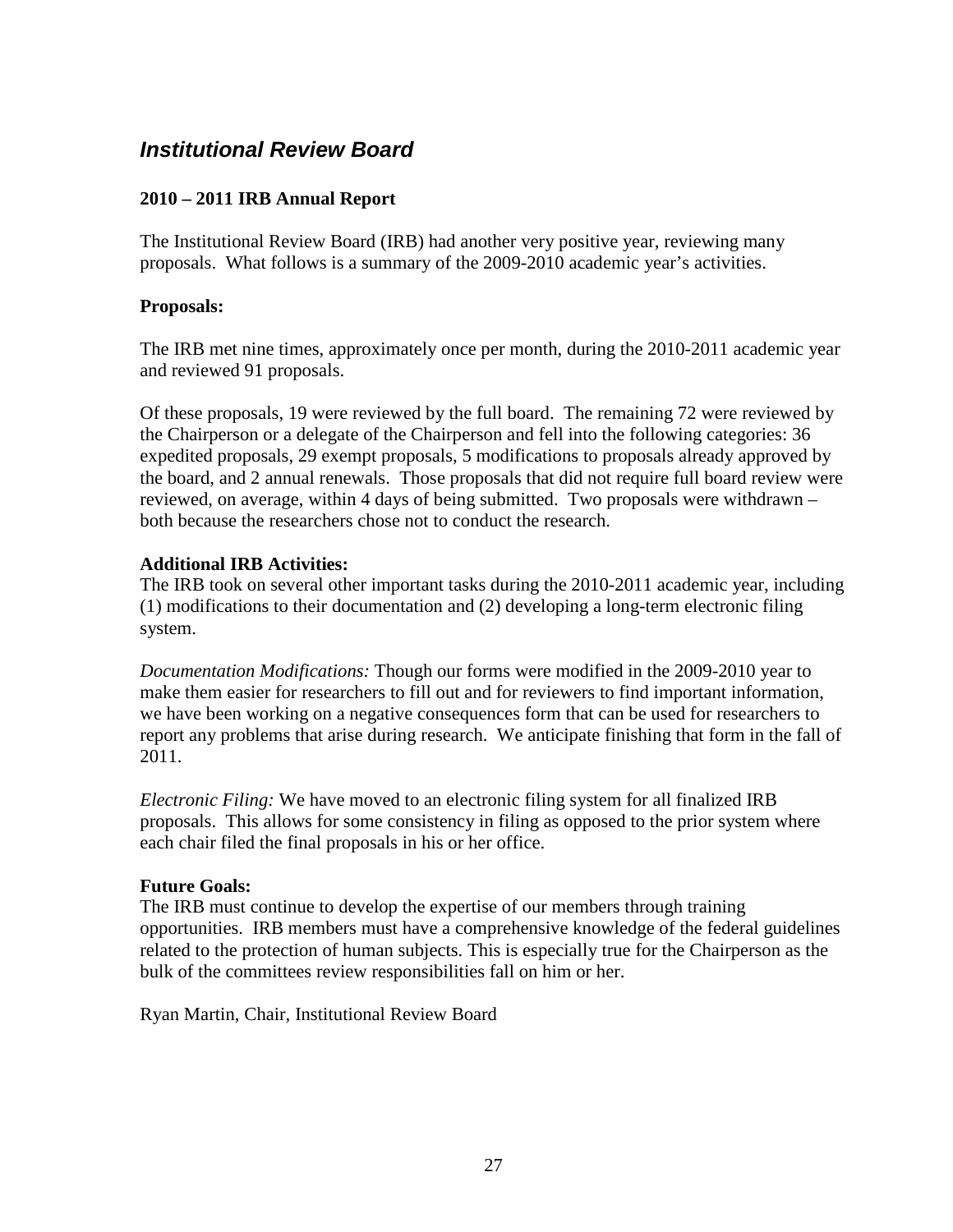## *Institutional Review Board*

**2010 – 2011 IRB Annual Report**

The Institutional Review Board (IRB) had another very positive year, reviewing many proposals. What follows is a summary of the 2009-2010 academic year's activities.

**Proposals:**

The IRB met nine times, approximately once per month, during the 2010-2011 academic year and reviewed 91 proposals.

Of these proposals, 19 were reviewed by the full board. The remaining 72 were reviewed by the Chairperson or a delegate of the Chairperson and fell into the following categories: 36 expedited proposals, 29 exempt proposals, 5 modifications to proposals already approved by the board, and 2 annual renewals. Those proposals that did not require full board review were reviewed, on average, within 4 days of being submitted. Two proposals were withdrawn – both because the researchers chose not to conduct the research.

**Additional IRB Activities:**

The IRB took on several other important tasks during the 2010-2011 academic year, including (1) modifications to their documentation and (2) developing a long-term electronic filing system.

*Documentation Modifications:* Though our forms were modified in the 2009-2010 year to make them easier for researchers to fill out and for reviewers to find important information, we have been working on a negative consequences form that can be used for researchers to report any problems that arise during research. We anticipate finishing that form in the fall of 2011.

*Electronic Filing:* We have moved to an electronic filing system for all finalized IRB proposals. This allows for some consistency in filing as opposed to the prior system where each chair filed the final proposals in his or her office.

**Future Goals:**

The IRB must continue to develop the expertise of our members through training opportunities. IRB members must have a comprehensive knowledge of the federal guidelines related to the protection of human subjects. This is especially true for the Chairperson as the bulk of the committees review responsibilities fall on him or her.

Ryan Martin, Chair, Institutional Review Board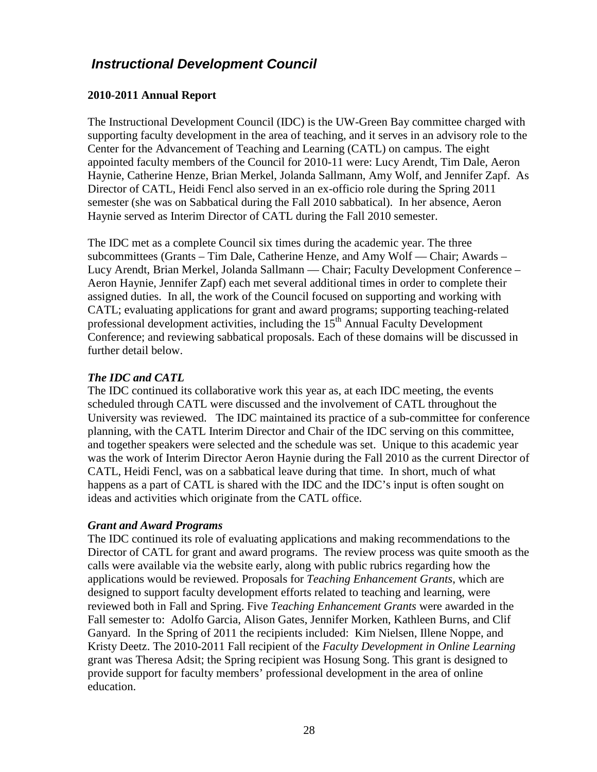## *Instructional Development Council*

**2010-2011 Annual Report**

The Instructional Development Council (IDC) is the UW-Green Bay committee charged with supporting faculty development in the area of teaching, and it serves in an advisory role to the Center for the Advancement of Teaching and Learning (CATL) on campus. The eight appointed faculty members of the Council for 2010-11 were: Lucy Arendt, Tim Dale, Aeron Haynie, Catherine Henze, Brian Merkel, Jolanda Sallmann, Amy Wolf, and Jennifer Zapf. As Director of CATL, Heidi Fencl also served in an ex-officio role during the Spring 2011 semester (she was on Sabbatical during the Fall 2010 sabbatical). In her absence, Aeron Haynie served as Interim Director of CATL during the Fall 2010 semester.

The IDC met as a complete Council six times during the academic year. The three subcommittees (Grants – Tim Dale, Catherine Henze, and Amy Wolf — Chair; Awards – Lucy Arendt, Brian Merkel, Jolanda Sallmann — Chair; Faculty Development Conference – Aeron Haynie, Jennifer Zapf) each met several additional times in order to complete their assigned duties. In all, the work of the Council focused on supporting and working with CATL; evaluating applications for grant and award programs; supporting teaching-related professional development activities, including the 15th Annual Faculty Development Conference; and reviewing sabbatical proposals. Each of these domains will be discussed in further detail below.

***The IDC and CATL***

The IDC continued its collaborative work this year as, at each IDC meeting, the events scheduled through CATL were discussed and the involvement of CATL throughout the University was reviewed. The IDC maintained its practice of a sub-committee for conference planning, with the CATL Interim Director and Chair of the IDC serving on this committee, and together speakers were selected and the schedule was set. Unique to this academic year was the work of Interim Director Aeron Haynie during the Fall 2010 as the current Director of CATL, Heidi Fencl, was on a sabbatical leave during that time. In short, much of what happens as a part of CATL is shared with the IDC and the IDC's input is often sought on ideas and activities which originate from the CATL office.

***Grant and Award Programs***

The IDC continued its role of evaluating applications and making recommendations to the Director of CATL for grant and award programs. The review process was quite smooth as the calls were available via the website early, along with public rubrics regarding how the applications would be reviewed. Proposals for *Teaching Enhancement Grants*, which are designed to support faculty development efforts related to teaching and learning, were reviewed both in Fall and Spring. Five *Teaching Enhancement Grants* were awarded in the Fall semester to: Adolfo Garcia, Alison Gates, Jennifer Morken, Kathleen Burns, and Clif Ganyard. In the Spring of 2011 the recipients included: Kim Nielsen, Illene Noppe, and Kristy Deetz. The 2010-2011 Fall recipient of the *Faculty Development in Online Learning* grant was Theresa Adsit; the Spring recipient was Hosung Song. This grant is designed to provide support for faculty members' professional development in the area of online education.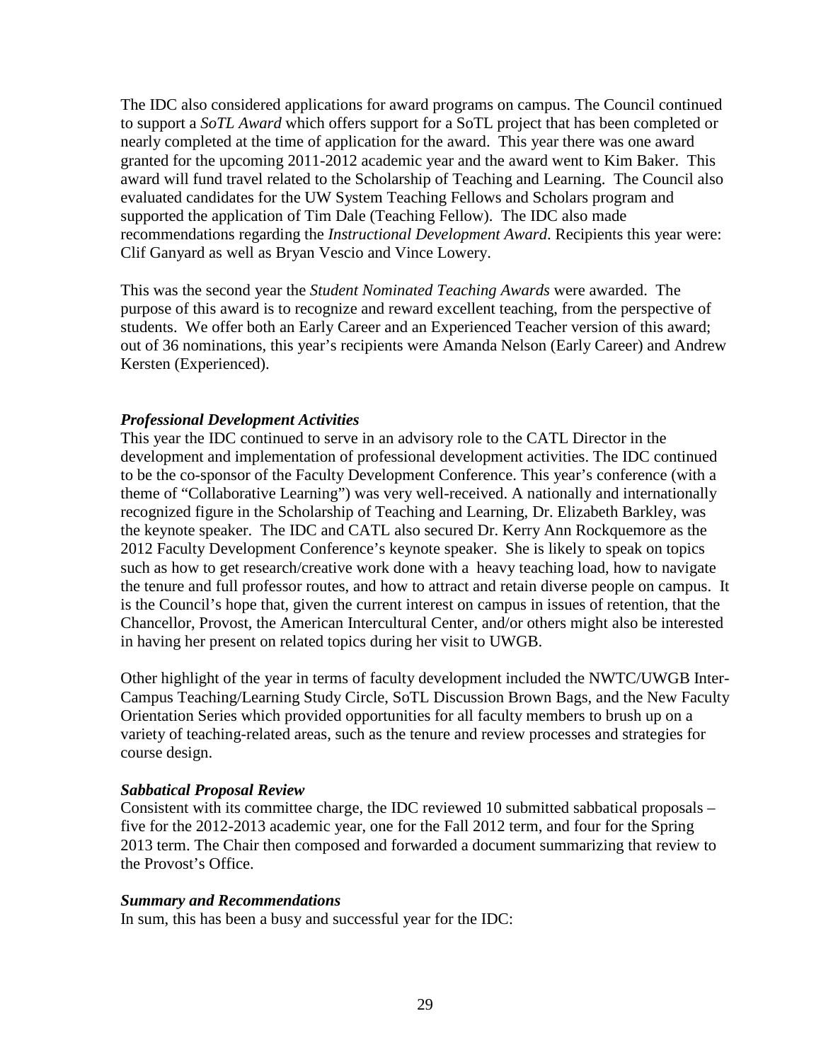The IDC also considered applications for award programs on campus. The Council continued to support a *SoTL Award* which offers support for a SoTL project that has been completed or nearly completed at the time of application for the award. This year there was one award granted for the upcoming 2011-2012 academic year and the award went to Kim Baker. This award will fund travel related to the Scholarship of Teaching and Learning. The Council also evaluated candidates for the UW System Teaching Fellows and Scholars program and supported the application of Tim Dale (Teaching Fellow). The IDC also made recommendations regarding the *Instructional Development Award*. Recipients this year were: Clif Ganyard as well as Bryan Vescio and Vince Lowery.

This was the second year the *Student Nominated Teaching Awards* were awarded. The purpose of this award is to recognize and reward excellent teaching, from the perspective of students. We offer both an Early Career and an Experienced Teacher version of this award; out of 36 nominations, this year's recipients were Amanda Nelson (Early Career) and Andrew Kersten (Experienced).

***Professional Development Activities***

This year the IDC continued to serve in an advisory role to the CATL Director in the development and implementation of professional development activities. The IDC continued to be the co-sponsor of the Faculty Development Conference. This year's conference (with a theme of "Collaborative Learning") was very well-received. A nationally and internationally recognized figure in the Scholarship of Teaching and Learning, Dr. Elizabeth Barkley, was the keynote speaker. The IDC and CATL also secured Dr. Kerry Ann Rockquemore as the 2012 Faculty Development Conference's keynote speaker. She is likely to speak on topics such as how to get research/creative work done with a heavy teaching load, how to navigate the tenure and full professor routes, and how to attract and retain diverse people on campus. It is the Council's hope that, given the current interest on campus in issues of retention, that the Chancellor, Provost, the American Intercultural Center, and/or others might also be interested in having her present on related topics during her visit to UWGB.

Other highlight of the year in terms of faculty development included the NWTC/UWGB Inter-Campus Teaching/Learning Study Circle, SoTL Discussion Brown Bags, and the New Faculty Orientation Series which provided opportunities for all faculty members to brush up on a variety of teaching-related areas, such as the tenure and review processes and strategies for course design.

***Sabbatical Proposal Review***

Consistent with its committee charge, the IDC reviewed 10 submitted sabbatical proposals – five for the 2012-2013 academic year, one for the Fall 2012 term, and four for the Spring 2013 term. The Chair then composed and forwarded a document summarizing that review to the Provost's Office.

***Summary and Recommendations***

In sum, this has been a busy and successful year for the IDC: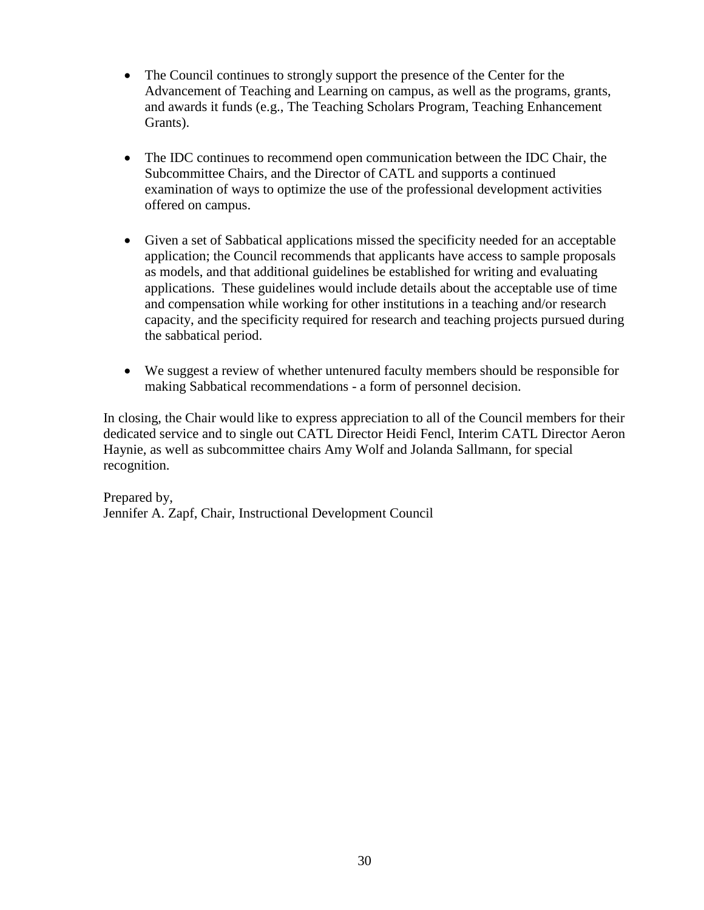- The Council continues to strongly support the presence of the Center for the Advancement of Teaching and Learning on campus, as well as the programs, grants, and awards it funds (e.g., The Teaching Scholars Program, Teaching Enhancement Grants).

- The IDC continues to recommend open communication between the IDC Chair, the Subcommittee Chairs, and the Director of CATL and supports a continued examination of ways to optimize the use of the professional development activities offered on campus.

- Given a set of Sabbatical applications missed the specificity needed for an acceptable application; the Council recommends that applicants have access to sample proposals as models, and that additional guidelines be established for writing and evaluating applications. These guidelines would include details about the acceptable use of time and compensation while working for other institutions in a teaching and/or research capacity, and the specificity required for research and teaching projects pursued during the sabbatical period.

- We suggest a review of whether untenured faculty members should be responsible for making Sabbatical recommendations - a form of personnel decision.

In closing, the Chair would like to express appreciation to all of the Council members for their dedicated service and to single out CATL Director Heidi Fencl, Interim CATL Director Aeron Haynie, as well as subcommittee chairs Amy Wolf and Jolanda Sallmann, for special recognition.

Prepared by,
Jennifer A. Zapf, Chair, Instructional Development Council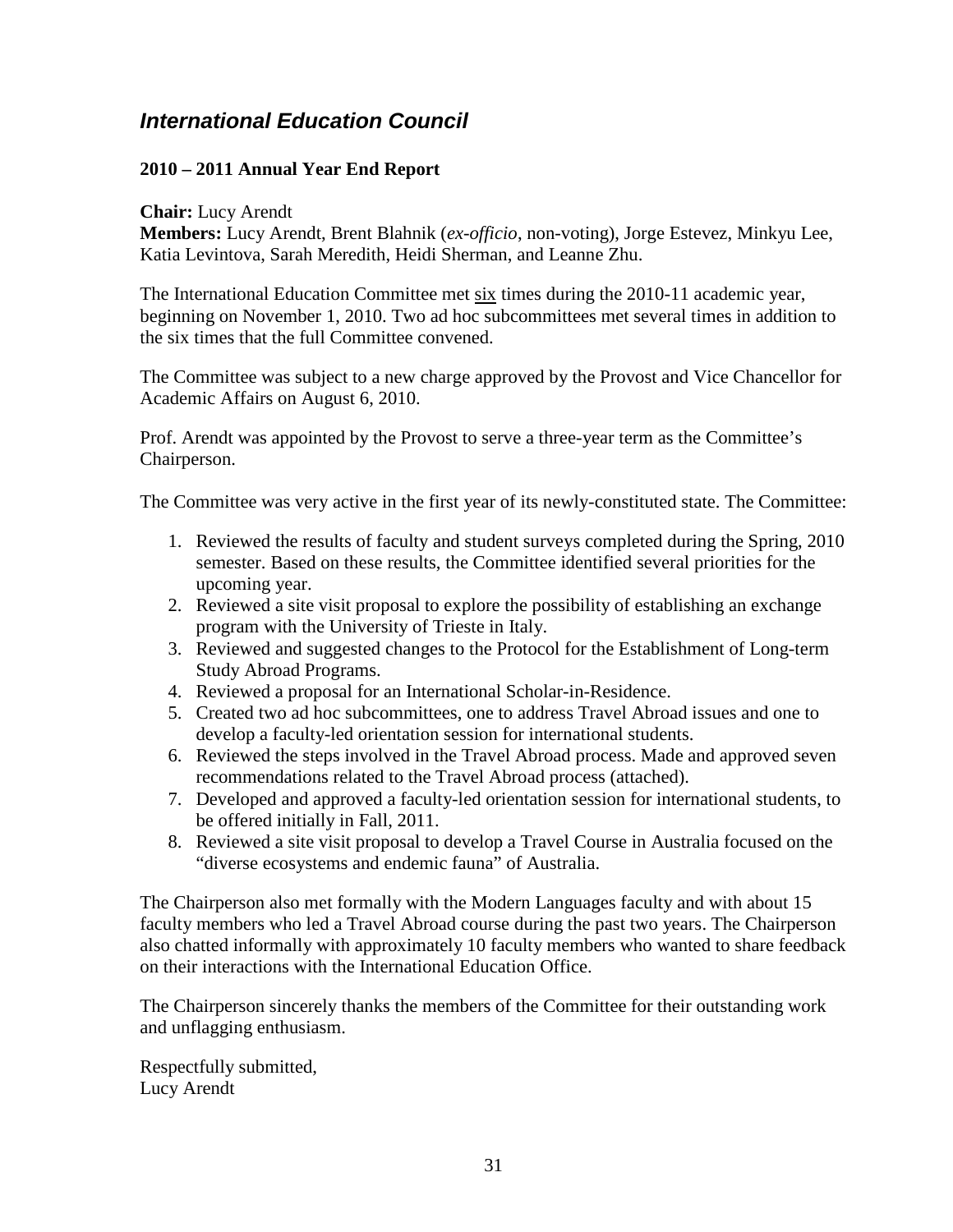## *International Education Council*

### 2010 – 2011 Annual Year End Report

**Chair:** Lucy Arendt
**Members:** Lucy Arendt, Brent Blahnik (*ex-officio*, non-voting), Jorge Estevez, Minkyu Lee, Katia Levintova, Sarah Meredith, Heidi Sherman, and Leanne Zhu.

The International Education Committee met <u>six</u> times during the 2010-11 academic year, beginning on November 1, 2010. Two ad hoc subcommittees met several times in addition to the six times that the full Committee convened.

The Committee was subject to a new charge approved by the Provost and Vice Chancellor for Academic Affairs on August 6, 2010.

Prof. Arendt was appointed by the Provost to serve a three-year term as the Committee's Chairperson.

The Committee was very active in the first year of its newly-constituted state. The Committee:

1. Reviewed the results of faculty and student surveys completed during the Spring, 2010 semester. Based on these results, the Committee identified several priorities for the upcoming year.
2. Reviewed a site visit proposal to explore the possibility of establishing an exchange program with the University of Trieste in Italy.
3. Reviewed and suggested changes to the Protocol for the Establishment of Long-term Study Abroad Programs.
4. Reviewed a proposal for an International Scholar-in-Residence.
5. Created two ad hoc subcommittees, one to address Travel Abroad issues and one to develop a faculty-led orientation session for international students.
6. Reviewed the steps involved in the Travel Abroad process. Made and approved seven recommendations related to the Travel Abroad process (attached).
7. Developed and approved a faculty-led orientation session for international students, to be offered initially in Fall, 2011.
8. Reviewed a site visit proposal to develop a Travel Course in Australia focused on the "diverse ecosystems and endemic fauna" of Australia.

The Chairperson also met formally with the Modern Languages faculty and with about 15 faculty members who led a Travel Abroad course during the past two years. The Chairperson also chatted informally with approximately 10 faculty members who wanted to share feedback on their interactions with the International Education Office.

The Chairperson sincerely thanks the members of the Committee for their outstanding work and unflagging enthusiasm.

Respectfully submitted,
Lucy Arendt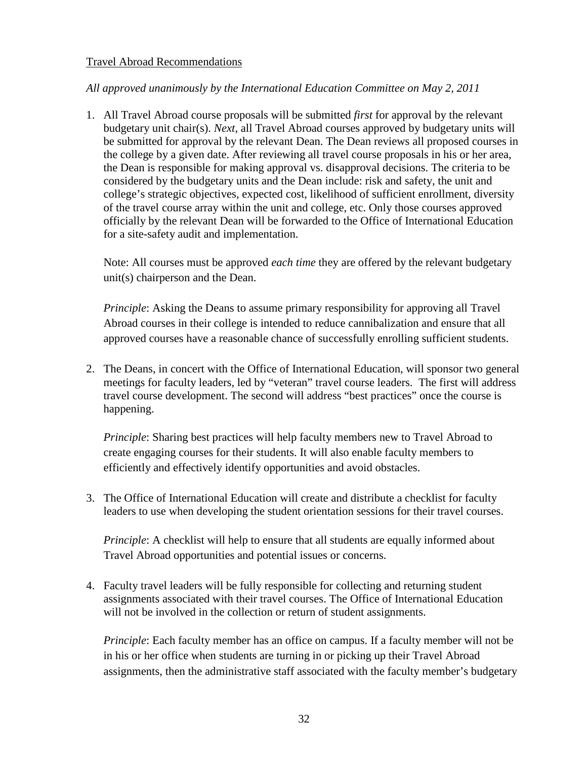Travel Abroad Recommendations

*All approved unanimously by the International Education Committee on May 2, 2011*

1. All Travel Abroad course proposals will be submitted *first* for approval by the relevant budgetary unit chair(s). *Next*, all Travel Abroad courses approved by budgetary units will be submitted for approval by the relevant Dean. The Dean reviews all proposed courses in the college by a given date. After reviewing all travel course proposals in his or her area, the Dean is responsible for making approval vs. disapproval decisions. The criteria to be considered by the budgetary units and the Dean include: risk and safety, the unit and college's strategic objectives, expected cost, likelihood of sufficient enrollment, diversity of the travel course array within the unit and college, etc. Only those courses approved officially by the relevant Dean will be forwarded to the Office of International Education for a site-safety audit and implementation.

   Note: All courses must be approved *each time* they are offered by the relevant budgetary unit(s) chairperson and the Dean.

   *Principle*: Asking the Deans to assume primary responsibility for approving all Travel Abroad courses in their college is intended to reduce cannibalization and ensure that all approved courses have a reasonable chance of successfully enrolling sufficient students.

2. The Deans, in concert with the Office of International Education, will sponsor two general meetings for faculty leaders, led by "veteran" travel course leaders. The first will address travel course development. The second will address "best practices" once the course is happening.

   *Principle*: Sharing best practices will help faculty members new to Travel Abroad to create engaging courses for their students. It will also enable faculty members to efficiently and effectively identify opportunities and avoid obstacles.

3. The Office of International Education will create and distribute a checklist for faculty leaders to use when developing the student orientation sessions for their travel courses.

   *Principle*: A checklist will help to ensure that all students are equally informed about Travel Abroad opportunities and potential issues or concerns.

4. Faculty travel leaders will be fully responsible for collecting and returning student assignments associated with their travel courses. The Office of International Education will not be involved in the collection or return of student assignments.

   *Principle*: Each faculty member has an office on campus. If a faculty member will not be in his or her office when students are turning in or picking up their Travel Abroad assignments, then the administrative staff associated with the faculty member's budgetary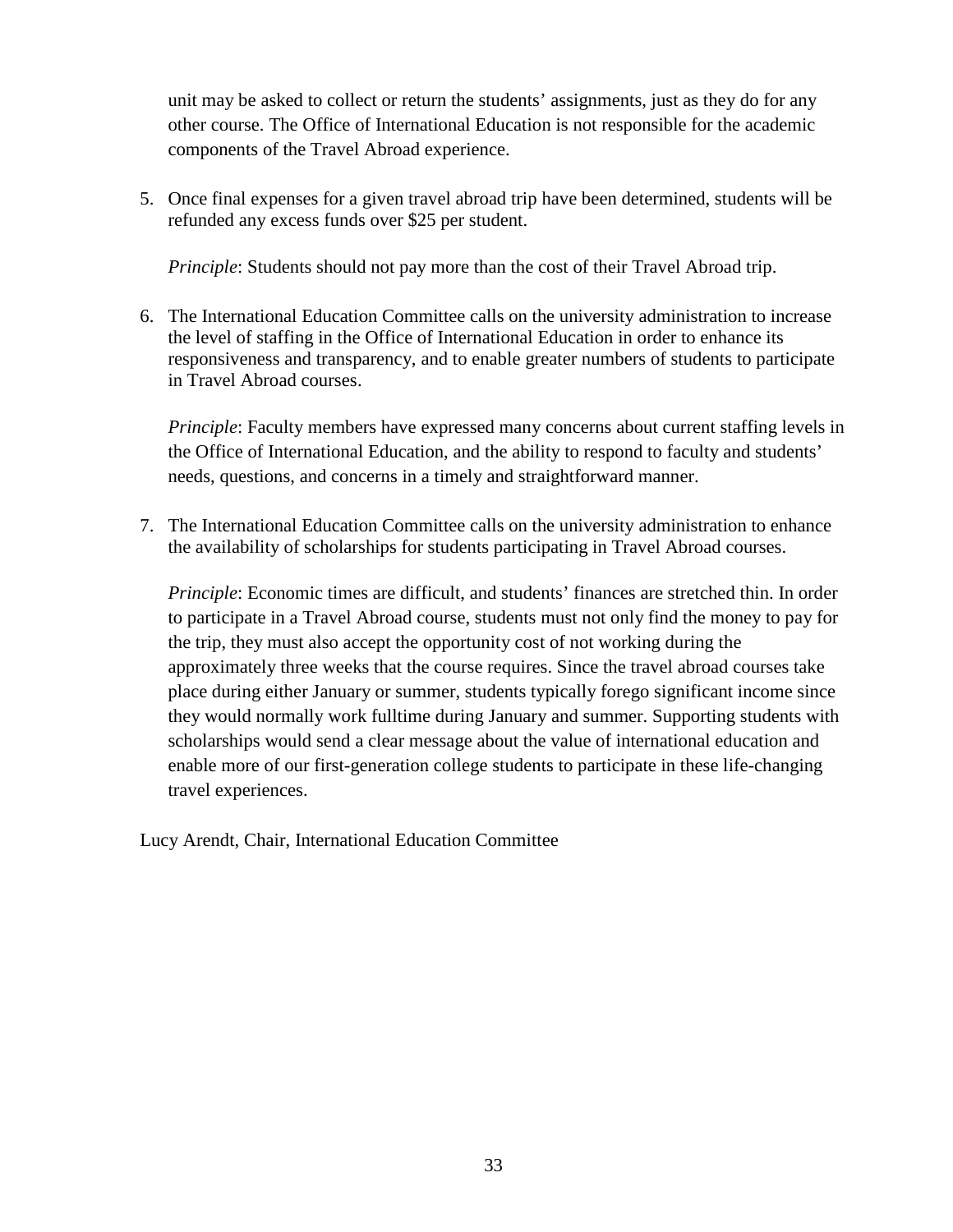unit may be asked to collect or return the students' assignments, just as they do for any other course. The Office of International Education is not responsible for the academic components of the Travel Abroad experience.

5. Once final expenses for a given travel abroad trip have been determined, students will be refunded any excess funds over $25 per student.

   *Principle*: Students should not pay more than the cost of their Travel Abroad trip.

6. The International Education Committee calls on the university administration to increase the level of staffing in the Office of International Education in order to enhance its responsiveness and transparency, and to enable greater numbers of students to participate in Travel Abroad courses.

   *Principle*: Faculty members have expressed many concerns about current staffing levels in the Office of International Education, and the ability to respond to faculty and students' needs, questions, and concerns in a timely and straightforward manner.

7. The International Education Committee calls on the university administration to enhance the availability of scholarships for students participating in Travel Abroad courses.

   *Principle*: Economic times are difficult, and students' finances are stretched thin. In order to participate in a Travel Abroad course, students must not only find the money to pay for the trip, they must also accept the opportunity cost of not working during the approximately three weeks that the course requires. Since the travel abroad courses take place during either January or summer, students typically forego significant income since they would normally work fulltime during January and summer. Supporting students with scholarships would send a clear message about the value of international education and enable more of our first-generation college students to participate in these life-changing travel experiences.

Lucy Arendt, Chair, International Education Committee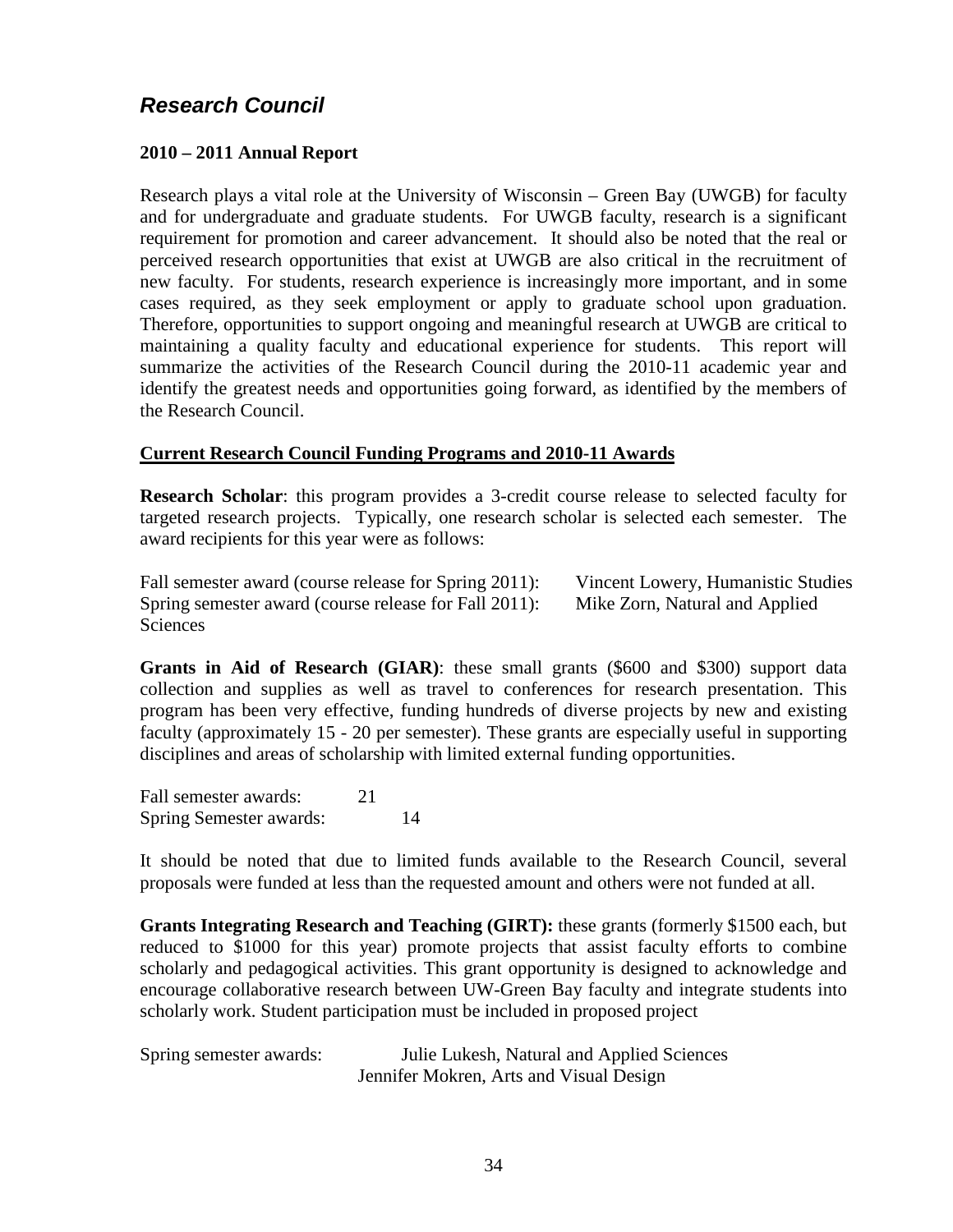## *Research Council*

**2010 – 2011 Annual Report**

Research plays a vital role at the University of Wisconsin – Green Bay (UWGB) for faculty and for undergraduate and graduate students. For UWGB faculty, research is a significant requirement for promotion and career advancement. It should also be noted that the real or perceived research opportunities that exist at UWGB are also critical in the recruitment of new faculty. For students, research experience is increasingly more important, and in some cases required, as they seek employment or apply to graduate school upon graduation. Therefore, opportunities to support ongoing and meaningful research at UWGB are critical to maintaining a quality faculty and educational experience for students. This report will summarize the activities of the Research Council during the 2010-11 academic year and identify the greatest needs and opportunities going forward, as identified by the members of the Research Council.

**Current Research Council Funding Programs and 2010-11 Awards**

**Research Scholar**: this program provides a 3-credit course release to selected faculty for targeted research projects. Typically, one research scholar is selected each semester. The award recipients for this year were as follows:

Fall semester award (course release for Spring 2011): Vincent Lowery, Humanistic Studies
Spring semester award (course release for Fall 2011): Mike Zorn, Natural and Applied Sciences

**Grants in Aid of Research (GIAR)**: these small grants ($600 and $300) support data collection and supplies as well as travel to conferences for research presentation. This program has been very effective, funding hundreds of diverse projects by new and existing faculty (approximately 15 - 20 per semester). These grants are especially useful in supporting disciplines and areas of scholarship with limited external funding opportunities.

Fall semester awards: 21
Spring Semester awards: 14

It should be noted that due to limited funds available to the Research Council, several proposals were funded at less than the requested amount and others were not funded at all.

**Grants Integrating Research and Teaching (GIRT):** these grants (formerly $1500 each, but reduced to $1000 for this year) promote projects that assist faculty efforts to combine scholarly and pedagogical activities. This grant opportunity is designed to acknowledge and encourage collaborative research between UW-Green Bay faculty and integrate students into scholarly work. Student participation must be included in proposed project

Spring semester awards: Julie Lukesh, Natural and Applied Sciences
Jennifer Mokren, Arts and Visual Design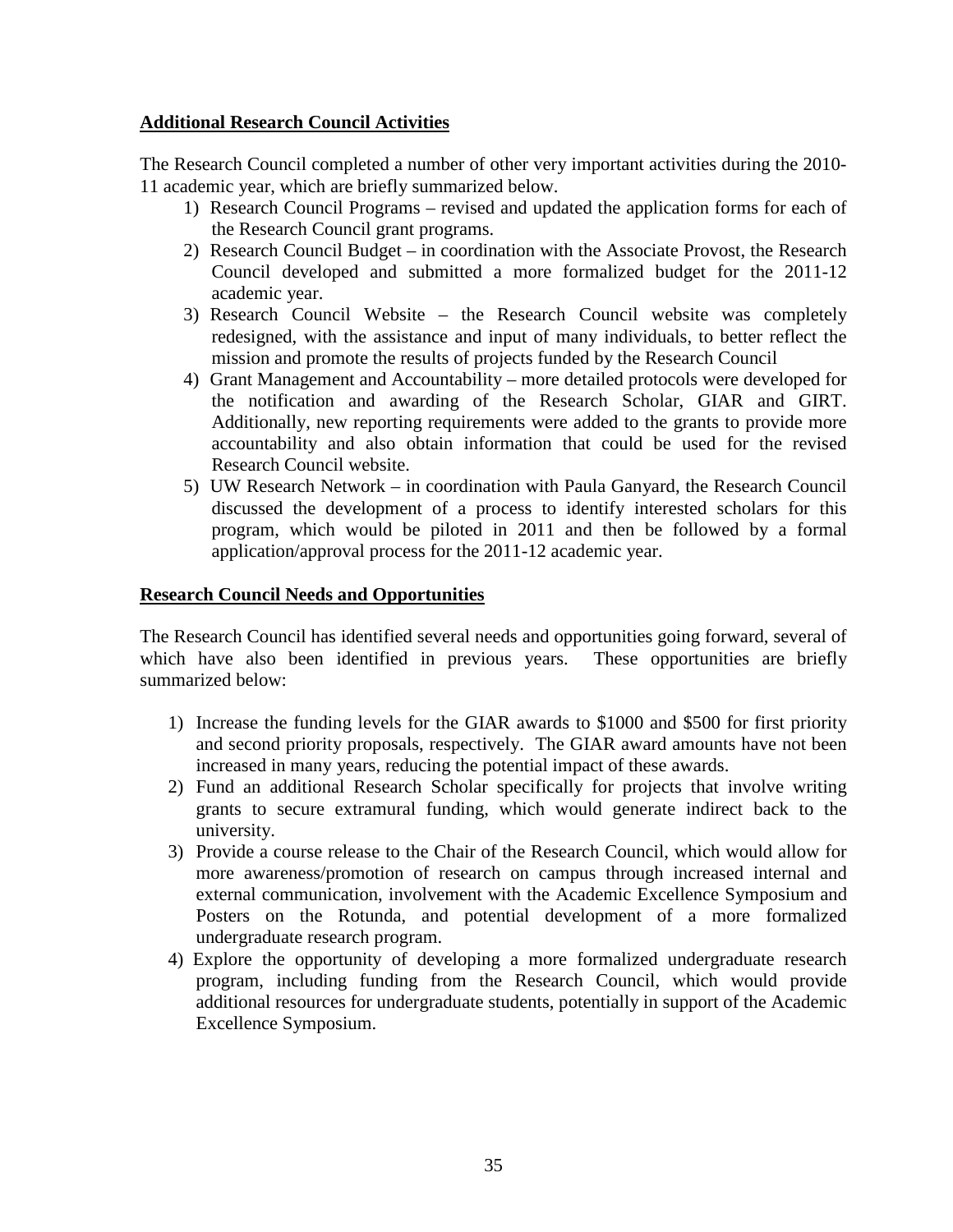**Additional Research Council Activities**

The Research Council completed a number of other very important activities during the 2010-11 academic year, which are briefly summarized below.

1) Research Council Programs – revised and updated the application forms for each of the Research Council grant programs.
2) Research Council Budget – in coordination with the Associate Provost, the Research Council developed and submitted a more formalized budget for the 2011-12 academic year.
3) Research Council Website – the Research Council website was completely redesigned, with the assistance and input of many individuals, to better reflect the mission and promote the results of projects funded by the Research Council
4) Grant Management and Accountability – more detailed protocols were developed for the notification and awarding of the Research Scholar, GIAR and GIRT. Additionally, new reporting requirements were added to the grants to provide more accountability and also obtain information that could be used for the revised Research Council website.
5) UW Research Network – in coordination with Paula Ganyard, the Research Council discussed the development of a process to identify interested scholars for this program, which would be piloted in 2011 and then be followed by a formal application/approval process for the 2011-12 academic year.

**Research Council Needs and Opportunities**

The Research Council has identified several needs and opportunities going forward, several of which have also been identified in previous years. These opportunities are briefly summarized below:

1) Increase the funding levels for the GIAR awards to $1000 and $500 for first priority and second priority proposals, respectively. The GIAR award amounts have not been increased in many years, reducing the potential impact of these awards.
2) Fund an additional Research Scholar specifically for projects that involve writing grants to secure extramural funding, which would generate indirect back to the university.
3) Provide a course release to the Chair of the Research Council, which would allow for more awareness/promotion of research on campus through increased internal and external communication, involvement with the Academic Excellence Symposium and Posters on the Rotunda, and potential development of a more formalized undergraduate research program.
4) Explore the opportunity of developing a more formalized undergraduate research program, including funding from the Research Council, which would provide additional resources for undergraduate students, potentially in support of the Academic Excellence Symposium.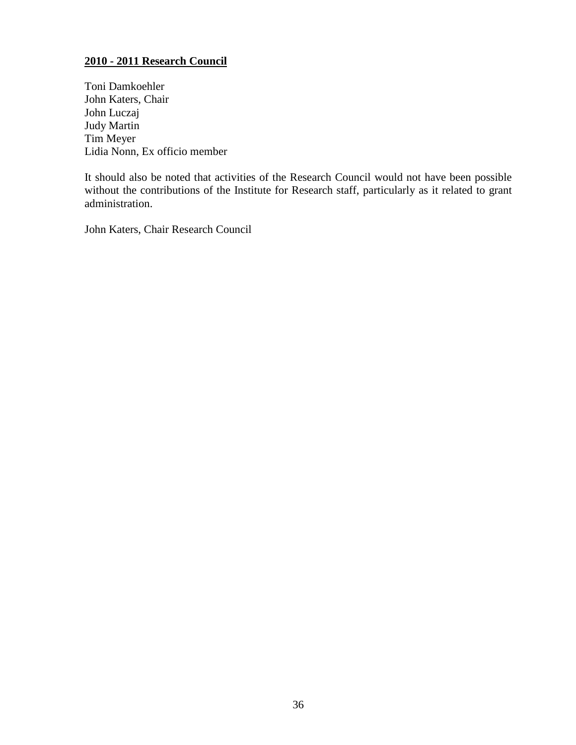**2010 - 2011 Research Council**

Toni Damkoehler
John Katers, Chair
John Luczaj
Judy Martin
Tim Meyer
Lidia Nonn, Ex officio member

It should also be noted that activities of the Research Council would not have been possible without the contributions of the Institute for Research staff, particularly as it related to grant administration.

John Katers, Chair Research Council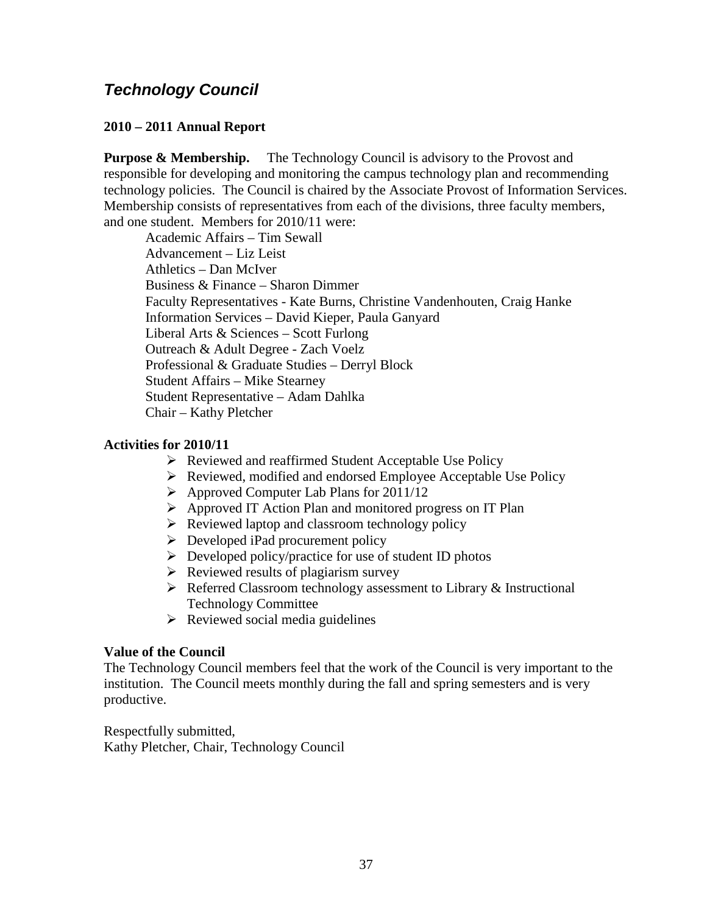# *Technology Council*

**2010 – 2011 Annual Report**

**Purpose & Membership.** The Technology Council is advisory to the Provost and responsible for developing and monitoring the campus technology plan and recommending technology policies. The Council is chaired by the Associate Provost of Information Services. Membership consists of representatives from each of the divisions, three faculty members, and one student. Members for 2010/11 were:

Academic Affairs – Tim Sewall
Advancement – Liz Leist
Athletics – Dan McIver
Business & Finance – Sharon Dimmer
Faculty Representatives - Kate Burns, Christine Vandenhouten, Craig Hanke
Information Services – David Kieper, Paula Ganyard
Liberal Arts & Sciences – Scott Furlong
Outreach & Adult Degree - Zach Voelz
Professional & Graduate Studies – Derryl Block
Student Affairs – Mike Stearney
Student Representative – Adam Dahlka
Chair – Kathy Pletcher

**Activities for 2010/11**

- Reviewed and reaffirmed Student Acceptable Use Policy
- Reviewed, modified and endorsed Employee Acceptable Use Policy
- Approved Computer Lab Plans for 2011/12
- Approved IT Action Plan and monitored progress on IT Plan
- Reviewed laptop and classroom technology policy
- Developed iPad procurement policy
- Developed policy/practice for use of student ID photos
- Reviewed results of plagiarism survey
- Referred Classroom technology assessment to Library & Instructional Technology Committee
- Reviewed social media guidelines

**Value of the Council**

The Technology Council members feel that the work of the Council is very important to the institution. The Council meets monthly during the fall and spring semesters and is very productive.

Respectfully submitted,
Kathy Pletcher, Chair, Technology Council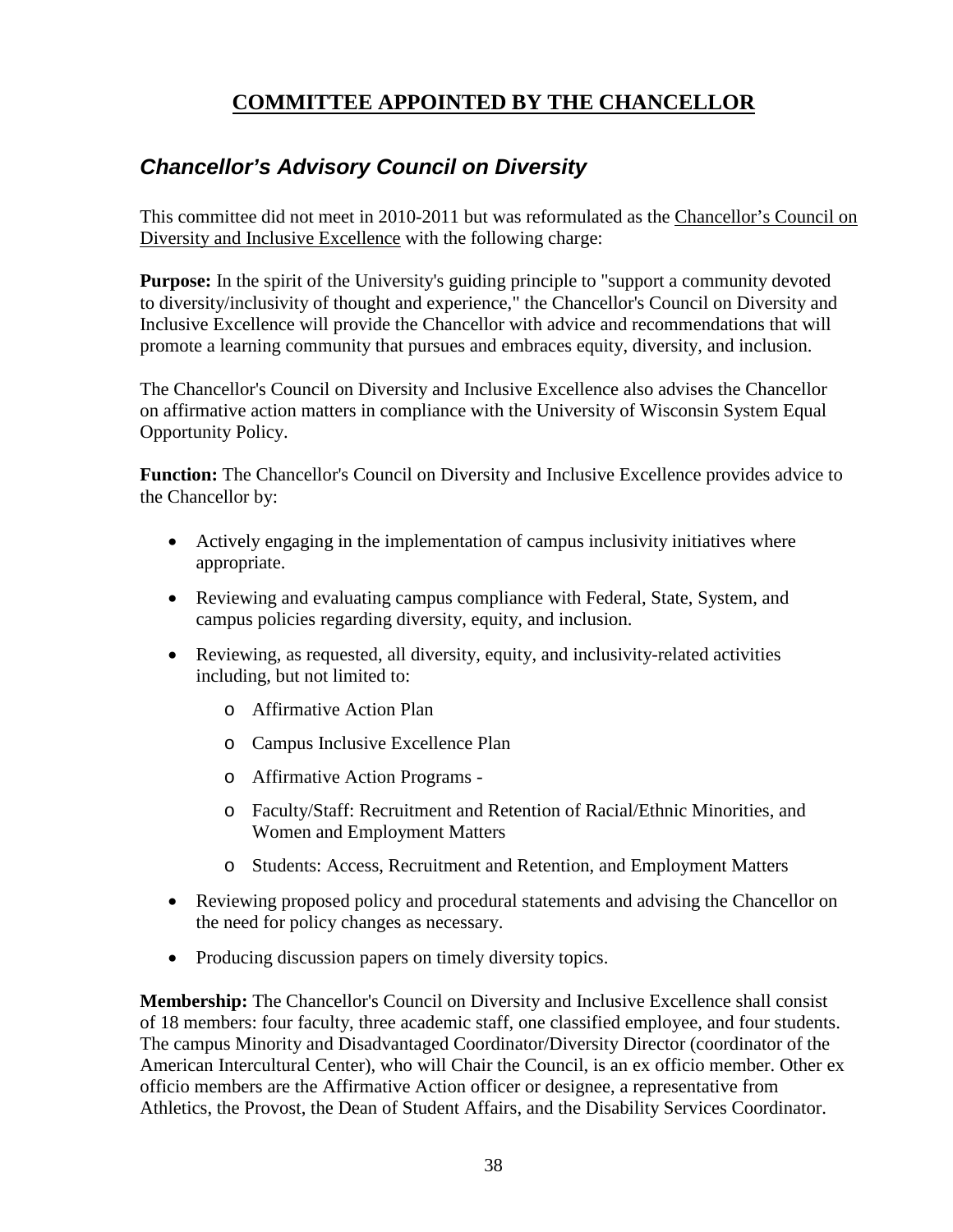# COMMITTEE APPOINTED BY THE CHANCELLOR

## *Chancellor's Advisory Council on Diversity*

This committee did not meet in 2010-2011 but was reformulated as the Chancellor's Council on Diversity and Inclusive Excellence with the following charge:

**Purpose:** In the spirit of the University's guiding principle to "support a community devoted to diversity/inclusivity of thought and experience," the Chancellor's Council on Diversity and Inclusive Excellence will provide the Chancellor with advice and recommendations that will promote a learning community that pursues and embraces equity, diversity, and inclusion.

The Chancellor's Council on Diversity and Inclusive Excellence also advises the Chancellor on affirmative action matters in compliance with the University of Wisconsin System Equal Opportunity Policy.

**Function:** The Chancellor's Council on Diversity and Inclusive Excellence provides advice to the Chancellor by:

- Actively engaging in the implementation of campus inclusivity initiatives where appropriate.
- Reviewing and evaluating campus compliance with Federal, State, System, and campus policies regarding diversity, equity, and inclusion.
- Reviewing, as requested, all diversity, equity, and inclusivity-related activities including, but not limited to:
  - Affirmative Action Plan
  - Campus Inclusive Excellence Plan
  - Affirmative Action Programs -
  - Faculty/Staff: Recruitment and Retention of Racial/Ethnic Minorities, and Women and Employment Matters
  - Students: Access, Recruitment and Retention, and Employment Matters
- Reviewing proposed policy and procedural statements and advising the Chancellor on the need for policy changes as necessary.
- Producing discussion papers on timely diversity topics.

**Membership:** The Chancellor's Council on Diversity and Inclusive Excellence shall consist of 18 members: four faculty, three academic staff, one classified employee, and four students. The campus Minority and Disadvantaged Coordinator/Diversity Director (coordinator of the American Intercultural Center), who will Chair the Council, is an ex officio member. Other ex officio members are the Affirmative Action officer or designee, a representative from Athletics, the Provost, the Dean of Student Affairs, and the Disability Services Coordinator.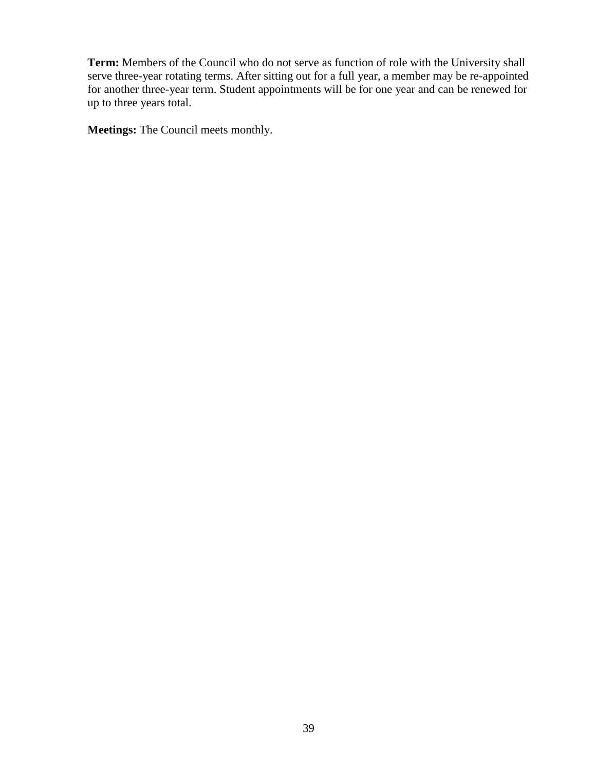**Term:** Members of the Council who do not serve as function of role with the University shall serve three-year rotating terms. After sitting out for a full year, a member may be re-appointed for another three-year term. Student appointments will be for one year and can be renewed for up to three years total.

**Meetings:** The Council meets monthly.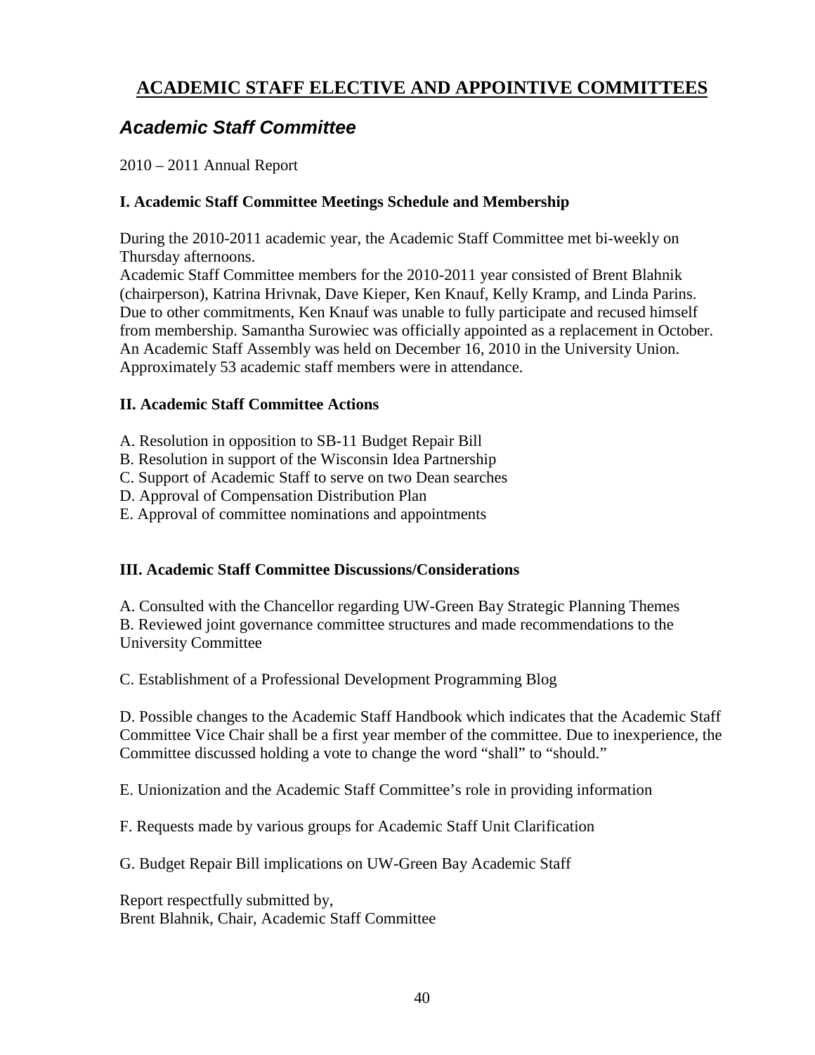# ACADEMIC STAFF ELECTIVE AND APPOINTIVE COMMITTEES

## *Academic Staff Committee*

2010 – 2011 Annual Report

### I. Academic Staff Committee Meetings Schedule and Membership

During the 2010-2011 academic year, the Academic Staff Committee met bi-weekly on Thursday afternoons.
Academic Staff Committee members for the 2010-2011 year consisted of Brent Blahnik (chairperson), Katrina Hrivnak, Dave Kieper, Ken Knauf, Kelly Kramp, and Linda Parins. Due to other commitments, Ken Knauf was unable to fully participate and recused himself from membership. Samantha Surowiec was officially appointed as a replacement in October. An Academic Staff Assembly was held on December 16, 2010 in the University Union. Approximately 53 academic staff members were in attendance.

### II. Academic Staff Committee Actions

A. Resolution in opposition to SB-11 Budget Repair Bill
B. Resolution in support of the Wisconsin Idea Partnership
C. Support of Academic Staff to serve on two Dean searches
D. Approval of Compensation Distribution Plan
E. Approval of committee nominations and appointments

### III. Academic Staff Committee Discussions/Considerations

A. Consulted with the Chancellor regarding UW-Green Bay Strategic Planning Themes
B. Reviewed joint governance committee structures and made recommendations to the University Committee

C. Establishment of a Professional Development Programming Blog

D. Possible changes to the Academic Staff Handbook which indicates that the Academic Staff Committee Vice Chair shall be a first year member of the committee. Due to inexperience, the Committee discussed holding a vote to change the word "shall" to "should."

E. Unionization and the Academic Staff Committee's role in providing information

F. Requests made by various groups for Academic Staff Unit Clarification

G. Budget Repair Bill implications on UW-Green Bay Academic Staff

Report respectfully submitted by,
Brent Blahnik, Chair, Academic Staff Committee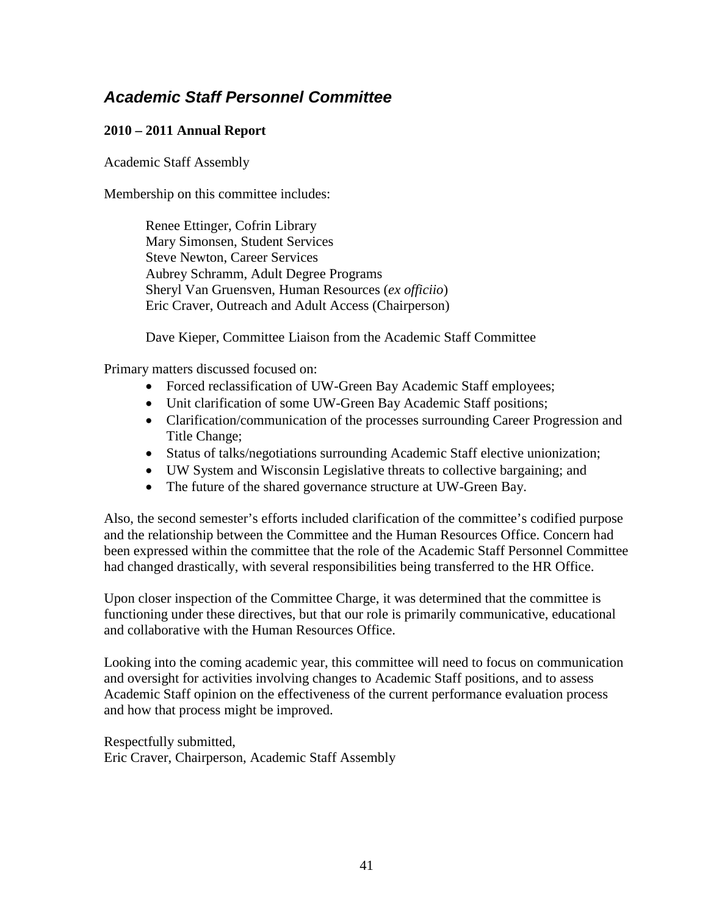## ***Academic Staff Personnel Committee***

**2010 – 2011 Annual Report**

Academic Staff Assembly

Membership on this committee includes:

> Renee Ettinger, Cofrin Library
> Mary Simonsen, Student Services
> Steve Newton, Career Services
> Aubrey Schramm, Adult Degree Programs
> Sheryl Van Gruensven, Human Resources (*ex officiio*)
> Eric Craver, Outreach and Adult Access (Chairperson)
>
> Dave Kieper, Committee Liaison from the Academic Staff Committee

Primary matters discussed focused on:

- Forced reclassification of UW-Green Bay Academic Staff employees;
- Unit clarification of some UW-Green Bay Academic Staff positions;
- Clarification/communication of the processes surrounding Career Progression and Title Change;
- Status of talks/negotiations surrounding Academic Staff elective unionization;
- UW System and Wisconsin Legislative threats to collective bargaining; and
- The future of the shared governance structure at UW-Green Bay.

Also, the second semester's efforts included clarification of the committee's codified purpose and the relationship between the Committee and the Human Resources Office. Concern had been expressed within the committee that the role of the Academic Staff Personnel Committee had changed drastically, with several responsibilities being transferred to the HR Office.

Upon closer inspection of the Committee Charge, it was determined that the committee is functioning under these directives, but that our role is primarily communicative, educational and collaborative with the Human Resources Office.

Looking into the coming academic year, this committee will need to focus on communication and oversight for activities involving changes to Academic Staff positions, and to assess Academic Staff opinion on the effectiveness of the current performance evaluation process and how that process might be improved.

Respectfully submitted,
Eric Craver, Chairperson, Academic Staff Assembly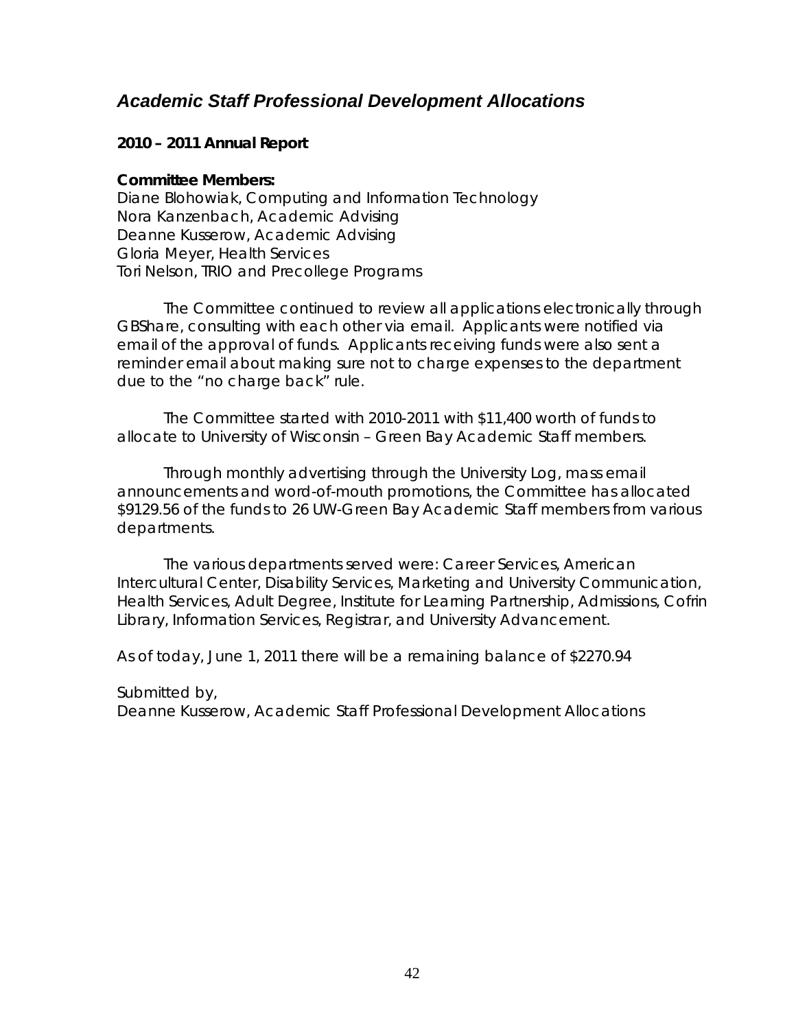## *Academic Staff Professional Development Allocations*

**2010 – 2011 Annual Report**

**Committee Members:**
Diane Blohowiak, Computing and Information Technology
Nora Kanzenbach, Academic Advising
Deanne Kusserow, Academic Advising
Gloria Meyer, Health Services
Tori Nelson, TRIO and Precollege Programs

The Committee continued to review all applications electronically through GBShare, consulting with each other via email. Applicants were notified via email of the approval of funds. Applicants receiving funds were also sent a reminder email about making sure not to charge expenses to the department due to the "no charge back" rule.

The Committee started with 2010-2011 with $11,400 worth of funds to allocate to University of Wisconsin – Green Bay Academic Staff members.

Through monthly advertising through the University Log, mass email announcements and word-of-mouth promotions, the Committee has allocated $9129.56 of the funds to 26 UW-Green Bay Academic Staff members from various departments.

The various departments served were: Career Services, American Intercultural Center, Disability Services, Marketing and University Communication, Health Services, Adult Degree, Institute for Learning Partnership, Admissions, Cofrin Library, Information Services, Registrar, and University Advancement.

As of today, June 1, 2011 there will be a remaining balance of $2270.94

Submitted by,
Deanne Kusserow, Academic Staff Professional Development Allocations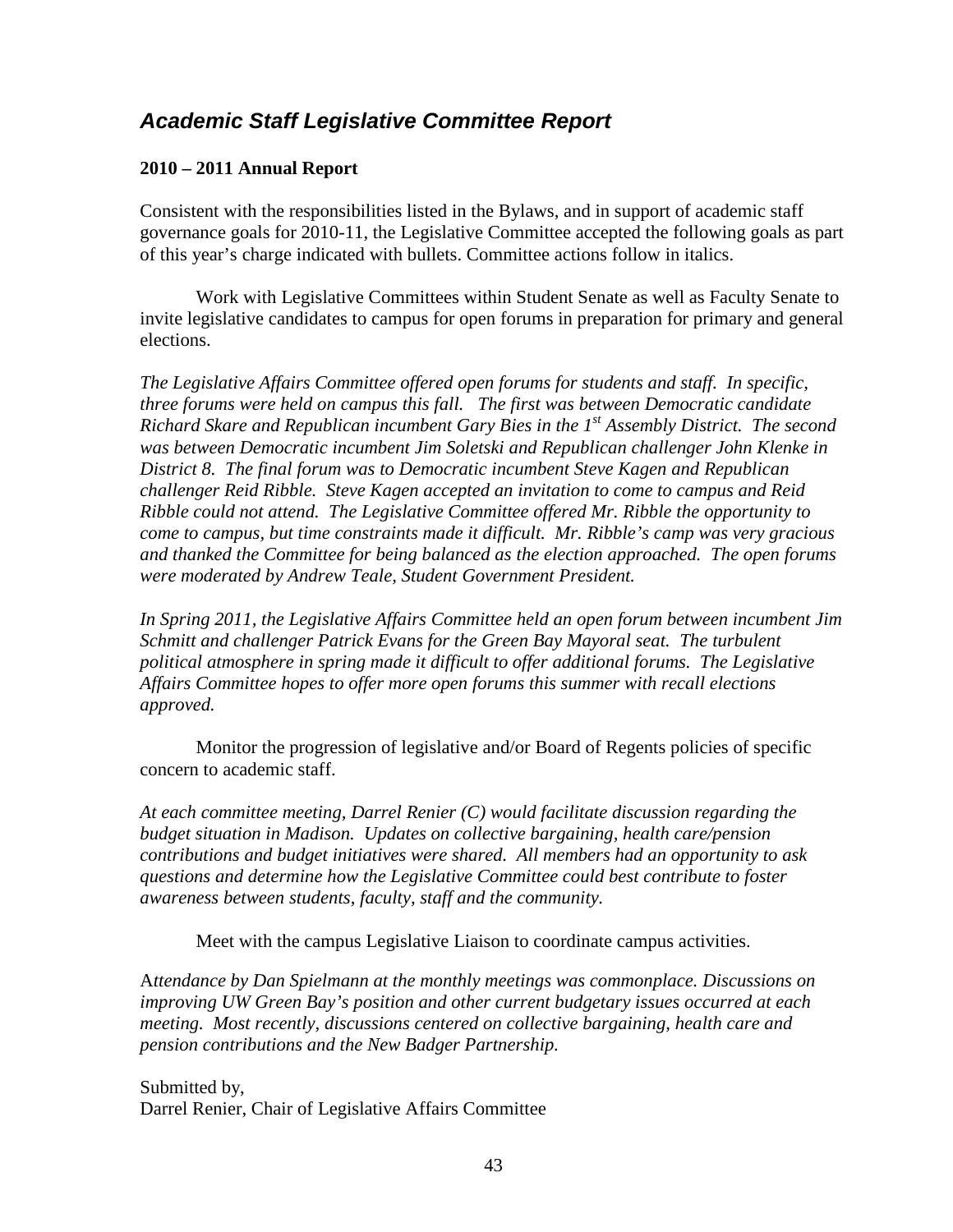## *Academic Staff Legislative Committee Report*

**2010 – 2011 Annual Report**

Consistent with the responsibilities listed in the Bylaws, and in support of academic staff governance goals for 2010-11, the Legislative Committee accepted the following goals as part of this year's charge indicated with bullets. Committee actions follow in italics.

Work with Legislative Committees within Student Senate as well as Faculty Senate to invite legislative candidates to campus for open forums in preparation for primary and general elections.

*The Legislative Affairs Committee offered open forums for students and staff. In specific, three forums were held on campus this fall. The first was between Democratic candidate Richard Skare and Republican incumbent Gary Bies in the 1st Assembly District. The second was between Democratic incumbent Jim Soletski and Republican challenger John Klenke in District 8. The final forum was to Democratic incumbent Steve Kagen and Republican challenger Reid Ribble. Steve Kagen accepted an invitation to come to campus and Reid Ribble could not attend. The Legislative Committee offered Mr. Ribble the opportunity to come to campus, but time constraints made it difficult. Mr. Ribble's camp was very gracious and thanked the Committee for being balanced as the election approached. The open forums were moderated by Andrew Teale, Student Government President.*

*In Spring 2011, the Legislative Affairs Committee held an open forum between incumbent Jim Schmitt and challenger Patrick Evans for the Green Bay Mayoral seat. The turbulent political atmosphere in spring made it difficult to offer additional forums. The Legislative Affairs Committee hopes to offer more open forums this summer with recall elections approved.*

Monitor the progression of legislative and/or Board of Regents policies of specific concern to academic staff.

*At each committee meeting, Darrel Renier (C) would facilitate discussion regarding the budget situation in Madison. Updates on collective bargaining, health care/pension contributions and budget initiatives were shared. All members had an opportunity to ask questions and determine how the Legislative Committee could best contribute to foster awareness between students, faculty, staff and the community.*

Meet with the campus Legislative Liaison to coordinate campus activities.

A*ttendance by Dan Spielmann at the monthly meetings was commonplace. Discussions on improving UW Green Bay's position and other current budgetary issues occurred at each meeting. Most recently, discussions centered on collective bargaining, health care and pension contributions and the New Badger Partnership.*

Submitted by,
Darrel Renier, Chair of Legislative Affairs Committee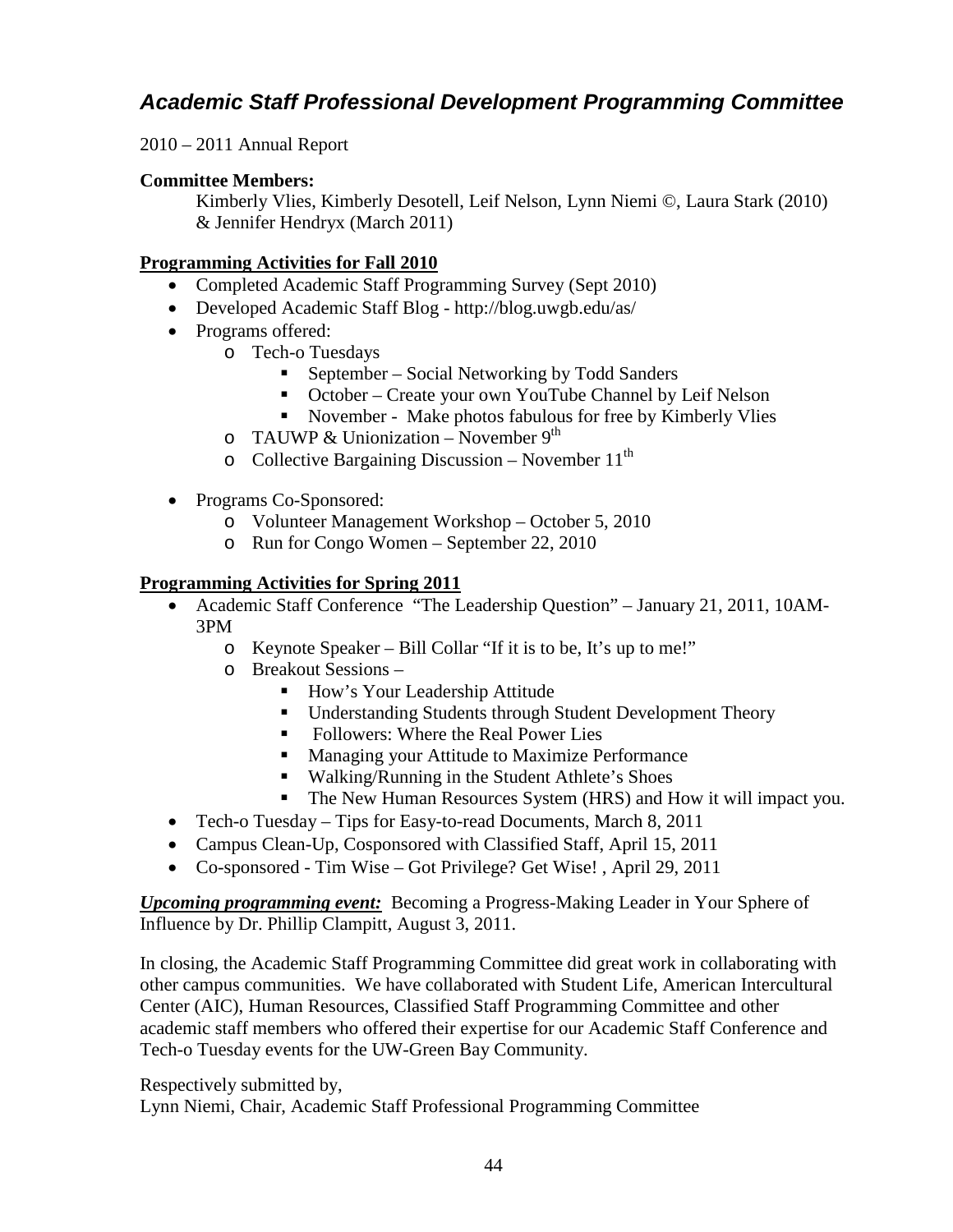## ***Academic Staff Professional Development Programming Committee***

2010 – 2011 Annual Report

**Committee Members:**

Kimberly Vlies, Kimberly Desotell, Leif Nelson, Lynn Niemi ©, Laura Stark (2010) & Jennifer Hendryx (March 2011)

**Programming Activities for Fall 2010**

- Completed Academic Staff Programming Survey (Sept 2010)
- Developed Academic Staff Blog - http://blog.uwgb.edu/as/
- Programs offered:
  - Tech-o Tuesdays
    - September – Social Networking by Todd Sanders
    - October – Create your own YouTube Channel by Leif Nelson
    - November - Make photos fabulous for free by Kimberly Vlies
  - TAUWP & Unionization – November 9th
  - Collective Bargaining Discussion – November 11th
- Programs Co-Sponsored:
  - Volunteer Management Workshop – October 5, 2010
  - Run for Congo Women – September 22, 2010

**Programming Activities for Spring 2011**

- Academic Staff Conference "The Leadership Question" – January 21, 2011, 10AM-3PM
  - Keynote Speaker – Bill Collar "If it is to be, It's up to me!"
  - Breakout Sessions –
    - How's Your Leadership Attitude
    - Understanding Students through Student Development Theory
    - Followers: Where the Real Power Lies
    - Managing your Attitude to Maximize Performance
    - Walking/Running in the Student Athlete's Shoes
    - The New Human Resources System (HRS) and How it will impact you.
- Tech-o Tuesday – Tips for Easy-to-read Documents, March 8, 2011
- Campus Clean-Up, Cosponsored with Classified Staff, April 15, 2011
- Co-sponsored - Tim Wise – Got Privilege? Get Wise! , April 29, 2011

***Upcoming programming event:*** Becoming a Progress-Making Leader in Your Sphere of Influence by Dr. Phillip Clampitt, August 3, 2011.

In closing, the Academic Staff Programming Committee did great work in collaborating with other campus communities. We have collaborated with Student Life, American Intercultural Center (AIC), Human Resources, Classified Staff Programming Committee and other academic staff members who offered their expertise for our Academic Staff Conference and Tech-o Tuesday events for the UW-Green Bay Community.

Respectively submitted by,
Lynn Niemi, Chair, Academic Staff Professional Programming Committee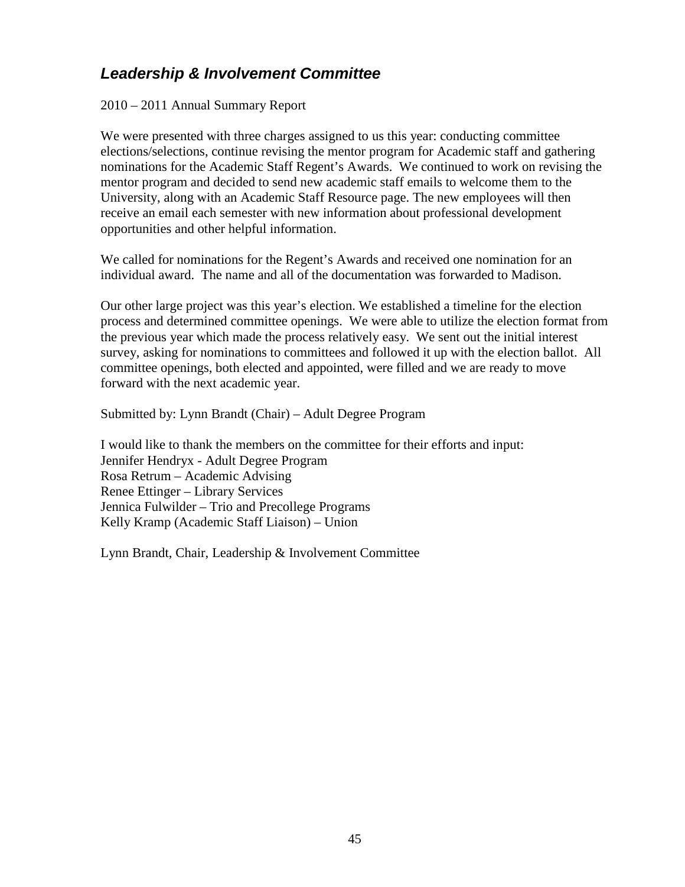## *Leadership & Involvement Committee*

2010 – 2011 Annual Summary Report

We were presented with three charges assigned to us this year: conducting committee elections/selections, continue revising the mentor program for Academic staff and gathering nominations for the Academic Staff Regent's Awards. We continued to work on revising the mentor program and decided to send new academic staff emails to welcome them to the University, along with an Academic Staff Resource page. The new employees will then receive an email each semester with new information about professional development opportunities and other helpful information.

We called for nominations for the Regent's Awards and received one nomination for an individual award. The name and all of the documentation was forwarded to Madison.

Our other large project was this year's election. We established a timeline for the election process and determined committee openings. We were able to utilize the election format from the previous year which made the process relatively easy. We sent out the initial interest survey, asking for nominations to committees and followed it up with the election ballot. All committee openings, both elected and appointed, were filled and we are ready to move forward with the next academic year.

Submitted by: Lynn Brandt (Chair) – Adult Degree Program

I would like to thank the members on the committee for their efforts and input:
Jennifer Hendryx - Adult Degree Program
Rosa Retrum – Academic Advising
Renee Ettinger – Library Services
Jennica Fulwilder – Trio and Precollege Programs
Kelly Kramp (Academic Staff Liaison) – Union

Lynn Brandt, Chair, Leadership & Involvement Committee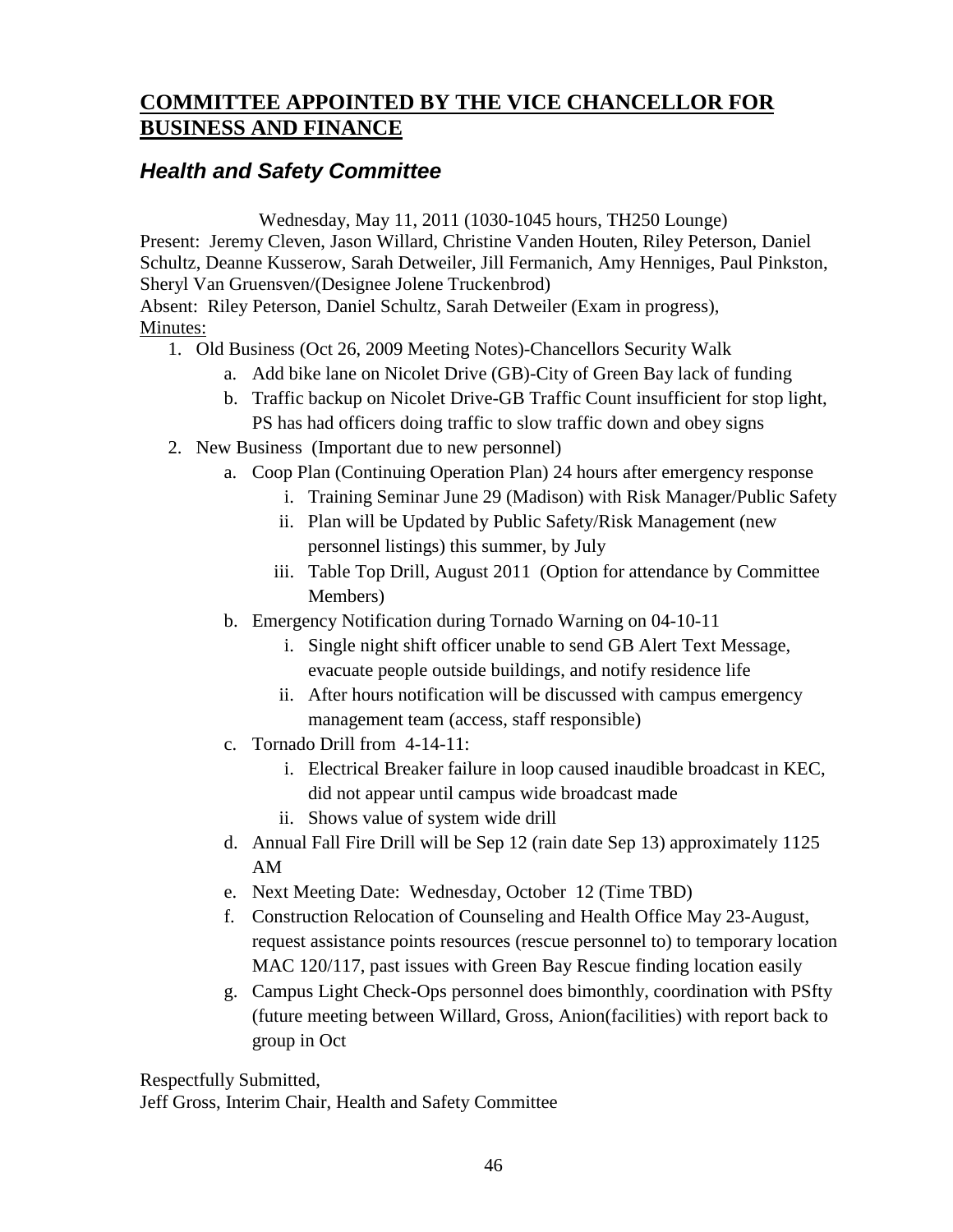## COMMITTEE APPOINTED BY THE VICE CHANCELLOR FOR BUSINESS AND FINANCE

### *Health and Safety Committee*

Wednesday, May 11, 2011 (1030-1045 hours, TH250 Lounge)

Present: Jeremy Cleven, Jason Willard, Christine Vanden Houten, Riley Peterson, Daniel Schultz, Deanne Kusserow, Sarah Detweiler, Jill Fermanich, Amy Henniges, Paul Pinkston, Sheryl Van Gruensven/(Designee Jolene Truckenbrod)

Absent: Riley Peterson, Daniel Schultz, Sarah Detweiler (Exam in progress),

Minutes:

1. Old Business (Oct 26, 2009 Meeting Notes)-Chancellors Security Walk
   a. Add bike lane on Nicolet Drive (GB)-City of Green Bay lack of funding
   b. Traffic backup on Nicolet Drive-GB Traffic Count insufficient for stop light, PS has had officers doing traffic to slow traffic down and obey signs
2. New Business (Important due to new personnel)
   a. Coop Plan (Continuing Operation Plan) 24 hours after emergency response
      i. Training Seminar June 29 (Madison) with Risk Manager/Public Safety
      ii. Plan will be Updated by Public Safety/Risk Management (new personnel listings) this summer, by July
      iii. Table Top Drill, August 2011 (Option for attendance by Committee Members)
   b. Emergency Notification during Tornado Warning on 04-10-11
      i. Single night shift officer unable to send GB Alert Text Message, evacuate people outside buildings, and notify residence life
      ii. After hours notification will be discussed with campus emergency management team (access, staff responsible)
   c. Tornado Drill from 4-14-11:
      i. Electrical Breaker failure in loop caused inaudible broadcast in KEC, did not appear until campus wide broadcast made
      ii. Shows value of system wide drill
   d. Annual Fall Fire Drill will be Sep 12 (rain date Sep 13) approximately 1125 AM
   e. Next Meeting Date: Wednesday, October 12 (Time TBD)
   f. Construction Relocation of Counseling and Health Office May 23-August, request assistance points resources (rescue personnel to) to temporary location MAC 120/117, past issues with Green Bay Rescue finding location easily
   g. Campus Light Check-Ops personnel does bimonthly, coordination with PSfty (future meeting between Willard, Gross, Anion(facilities) with report back to group in Oct

Respectfully Submitted,

Jeff Gross, Interim Chair, Health and Safety Committee